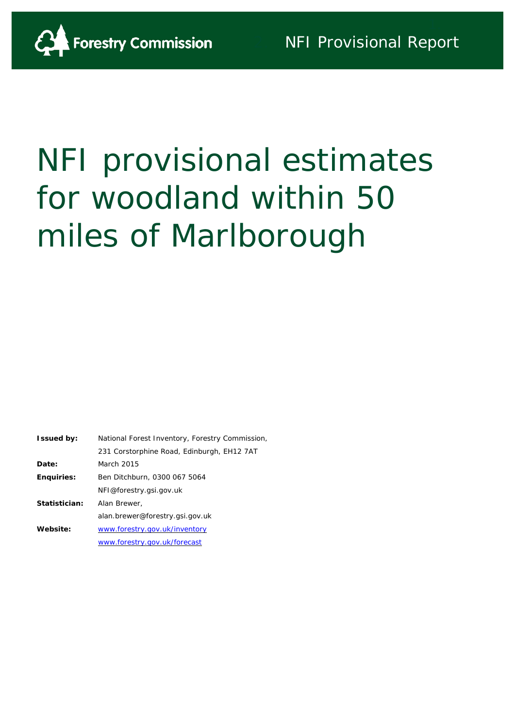Forestry Commission

NFI Provisional Report

# NFI provisional estimates for woodland within 50 miles of Marlborough

| | |
|---|---|
| **Issued by:** | National Forest Inventory, Forestry Commission, 231 Corstorphine Road, Edinburgh, EH12 7AT |
| **Date:** | March 2015 |
| **Enquiries:** | Ben Ditchburn, 0300 067 5064 NFI@forestry.gsi.gov.uk |
| **Statistician:** | Alan Brewer, alan.brewer@forestry.gsi.gov.uk |
| **Website:** | www.forestry.gov.uk/inventory www.forestry.gov.uk/forecast |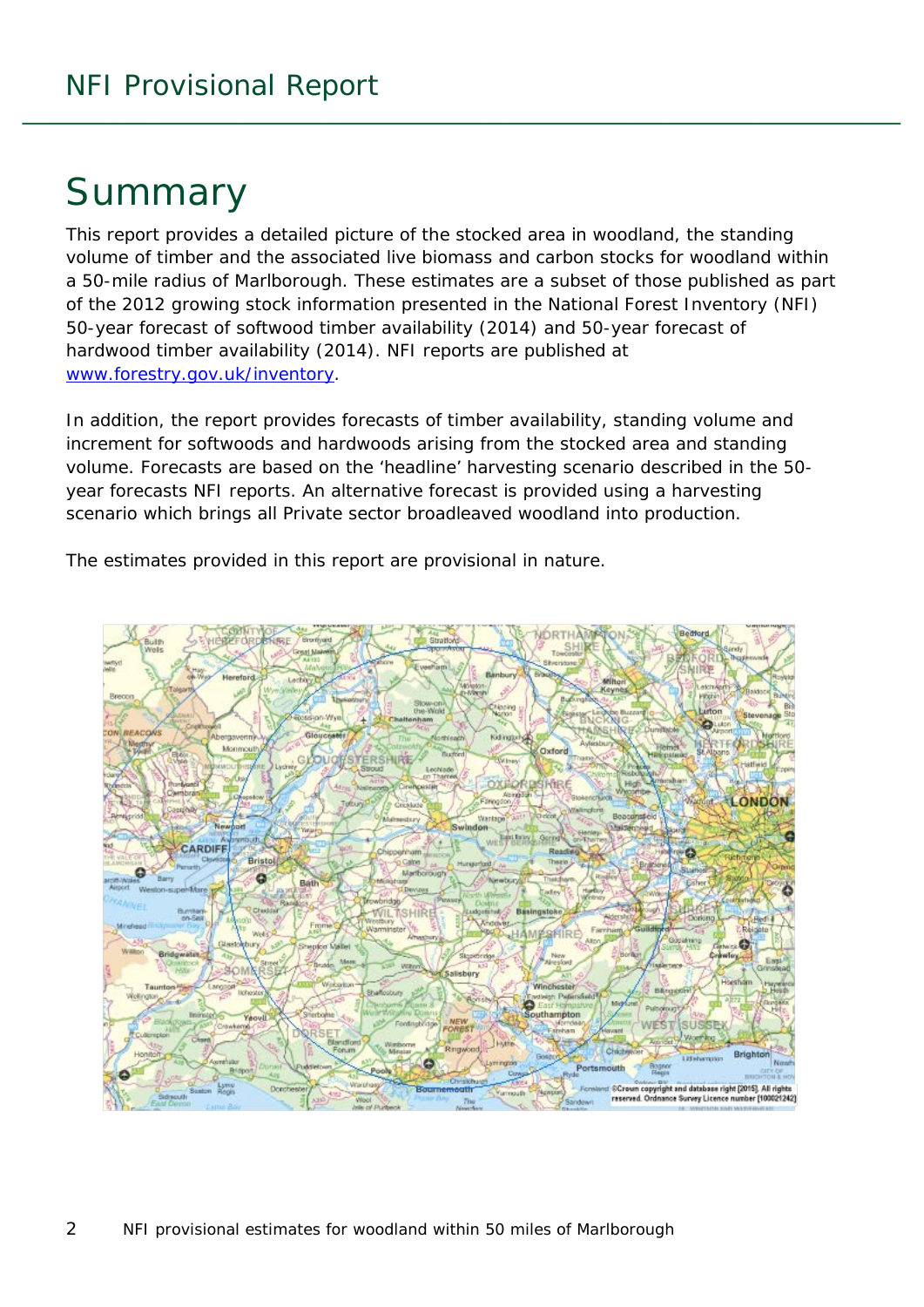# Summary

This report provides a detailed picture of the stocked area in woodland, the standing volume of timber and the associated live biomass and carbon stocks for woodland within a 50-mile radius of Marlborough. These estimates are a subset of those published as part of the 2012 growing stock information presented in the National Forest Inventory (NFI) 50-year forecast of softwood timber availability (2014) and 50-year forecast of hardwood timber availability (2014). NFI reports are published at www.forestry.gov.uk/inventory.

In addition, the report provides forecasts of timber availability, standing volume and increment for softwoods and hardwoods arising from the stocked area and standing volume. Forecasts are based on the 'headline' harvesting scenario described in the 50-year forecasts NFI reports. An alternative forecast is provided using a harvesting scenario which brings all Private sector broadleaved woodland into production.

The estimates provided in this report are provisional in nature.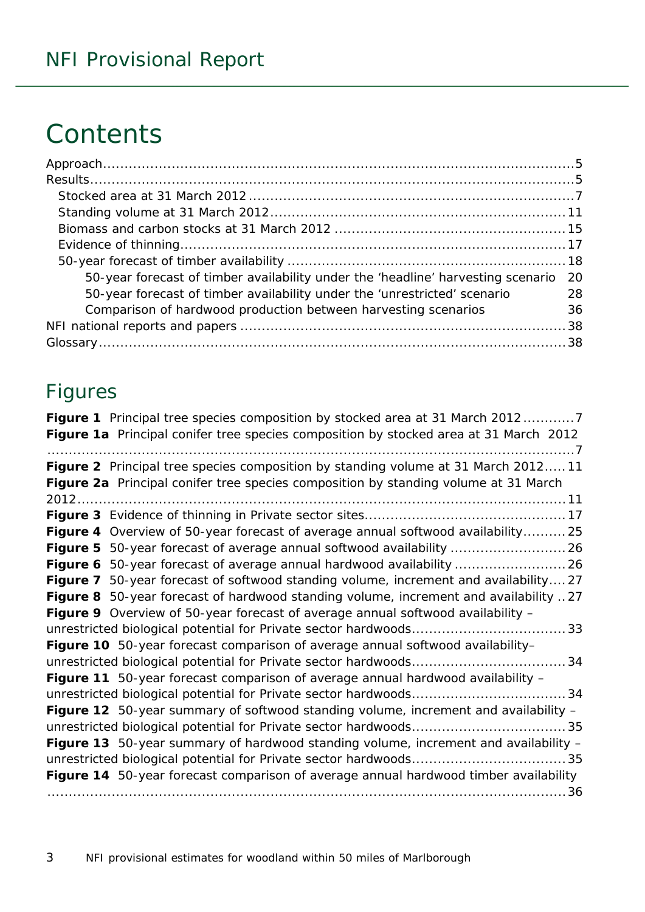# Contents

- Approach ........ 5
- Results ........ 5
  - Stocked area at 31 March 2012 ........ 7
  - Standing volume at 31 March 2012 ........ 11
  - Biomass and carbon stocks at 31 March 2012 ........ 15
  - Evidence of thinning ........ 17
  - 50-year forecast of timber availability ........ 18
    - 50-year forecast of timber availability under the 'headline' harvesting scenario 20
    - 50-year forecast of timber availability under the 'unrestricted' scenario 28
    - Comparison of hardwood production between harvesting scenarios 36
- NFI national reports and papers ........ 38
- Glossary ........ 38

## Figures

**Figure 1** Principal tree species composition by stocked area at 31 March 2012 ........ 7

**Figure 1a** Principal conifer tree species composition by stocked area at 31 March 2012 ........ 7

**Figure 2** Principal tree species composition by standing volume at 31 March 2012 ........ 11

**Figure 2a** Principal conifer tree species composition by standing volume at 31 March 2012 ........ 11

**Figure 3** Evidence of thinning in Private sector sites ........ 17

**Figure 4** Overview of 50-year forecast of average annual softwood availability ........ 25

**Figure 5** 50-year forecast of average annual softwood availability ........ 26

**Figure 6** 50-year forecast of average annual hardwood availability ........ 26

**Figure 7** 50-year forecast of softwood standing volume, increment and availability ........ 27

**Figure 8** 50-year forecast of hardwood standing volume, increment and availability ........ 27

**Figure 9** Overview of 50-year forecast of average annual softwood availability – unrestricted biological potential for Private sector hardwoods ........ 33

**Figure 10** 50-year forecast comparison of average annual softwood availability– unrestricted biological potential for Private sector hardwoods ........ 34

**Figure 11** 50-year forecast comparison of average annual hardwood availability – unrestricted biological potential for Private sector hardwoods ........ 34

**Figure 12** 50-year summary of softwood standing volume, increment and availability – unrestricted biological potential for Private sector hardwoods ........ 35

**Figure 13** 50-year summary of hardwood standing volume, increment and availability – unrestricted biological potential for Private sector hardwoods ........ 35

**Figure 14** 50-year forecast comparison of average annual hardwood timber availability ........ 36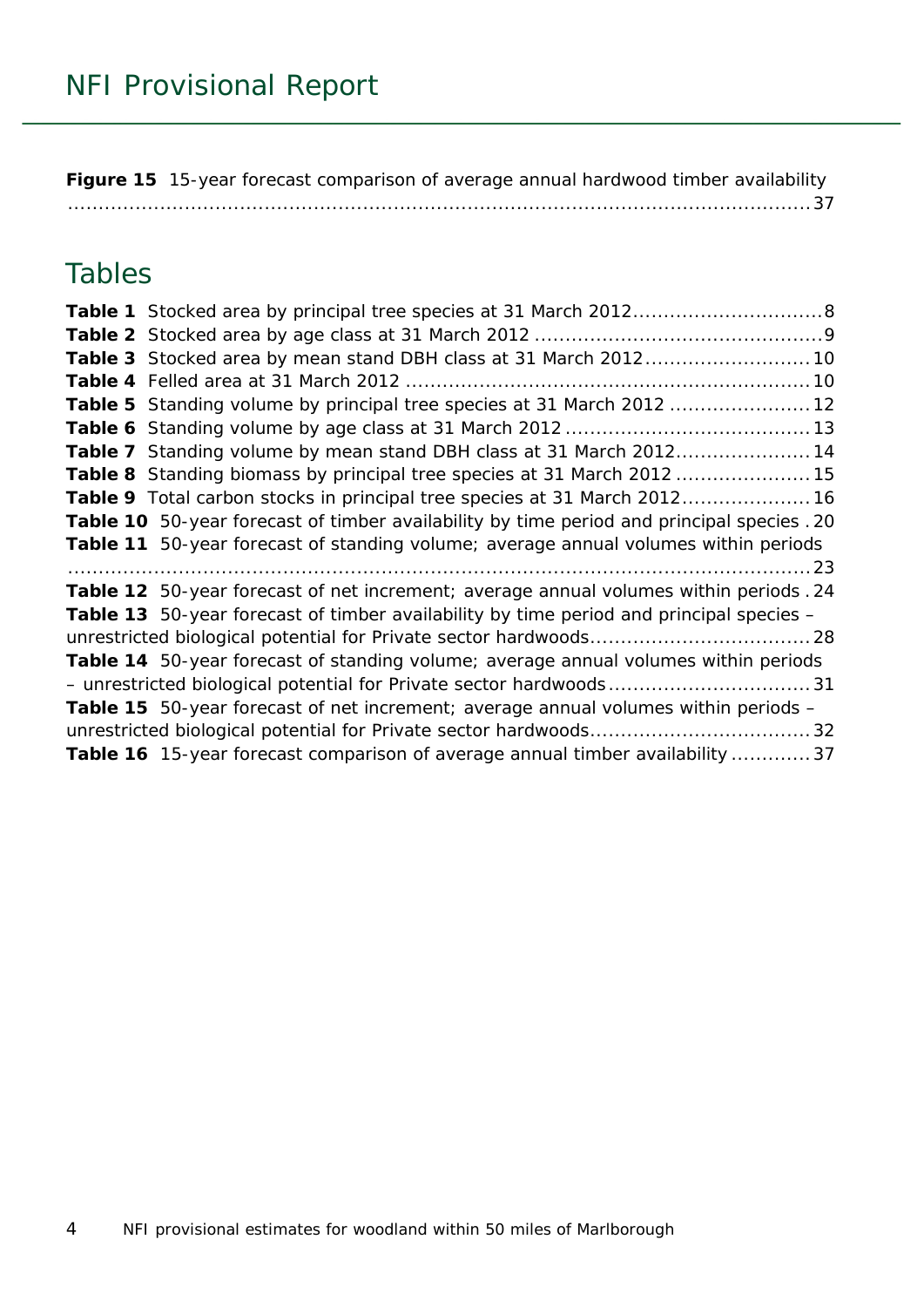**Figure 15** 15-year forecast comparison of average annual hardwood timber availability ........................................................................................................................ 37

## Tables

**Table 1** Stocked area by principal tree species at 31 March 2012 ............................... 8
**Table 2** Stocked area by age class at 31 March 2012 ............................................... 9
**Table 3** Stocked area by mean stand DBH class at 31 March 2012 ........................... 10
**Table 4** Felled area at 31 March 2012 .................................................................. 10
**Table 5** Standing volume by principal tree species at 31 March 2012 ....................... 12
**Table 6** Standing volume by age class at 31 March 2012 ........................................ 13
**Table 7** Standing volume by mean stand DBH class at 31 March 2012 ...................... 14
**Table 8** Standing biomass by principal tree species at 31 March 2012 ...................... 15
**Table 9** Total carbon stocks in principal tree species at 31 March 2012 ..................... 16
**Table 10** 50-year forecast of timber availability by time period and principal species . 20
**Table 11** 50-year forecast of standing volume; average annual volumes within periods ........................................................................................................................ 23
**Table 12** 50-year forecast of net increment; average annual volumes within periods . 24
**Table 13** 50-year forecast of timber availability by time period and principal species – unrestricted biological potential for Private sector hardwoods ................................... 28
**Table 14** 50-year forecast of standing volume; average annual volumes within periods – unrestricted biological potential for Private sector hardwoods ................................. 31
**Table 15** 50-year forecast of net increment; average annual volumes within periods – unrestricted biological potential for Private sector hardwoods ................................... 32
**Table 16** 15-year forecast comparison of average annual timber availability ............. 37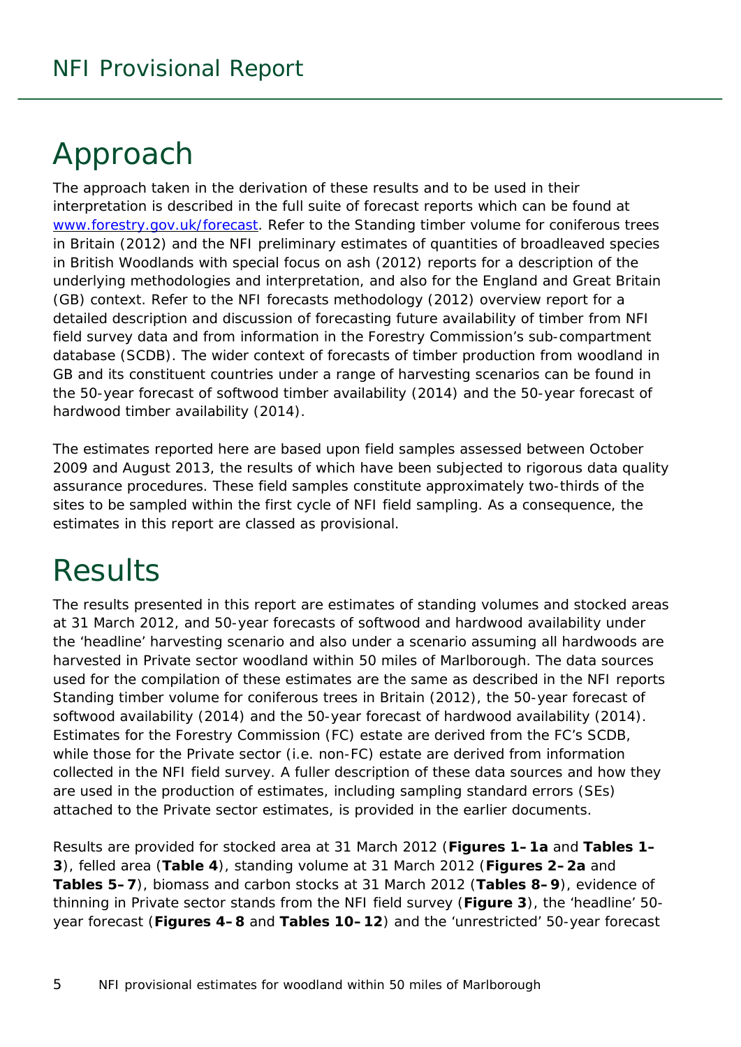# Approach

The approach taken in the derivation of these results and to be used in their interpretation is described in the full suite of forecast reports which can be found at [www.forestry.gov.uk/forecast](www.forestry.gov.uk/forecast). Refer to the Standing timber volume for coniferous trees in Britain (2012) and the NFI preliminary estimates of quantities of broadleaved species in British Woodlands with special focus on ash (2012) reports for a description of the underlying methodologies and interpretation, and also for the England and Great Britain (GB) context. Refer to the NFI forecasts methodology (2012) overview report for a detailed description and discussion of forecasting future availability of timber from NFI field survey data and from information in the Forestry Commission's sub-compartment database (SCDB). The wider context of forecasts of timber production from woodland in GB and its constituent countries under a range of harvesting scenarios can be found in the 50-year forecast of softwood timber availability (2014) and the 50-year forecast of hardwood timber availability (2014).

The estimates reported here are based upon field samples assessed between October 2009 and August 2013, the results of which have been subjected to rigorous data quality assurance procedures. These field samples constitute approximately two-thirds of the sites to be sampled within the first cycle of NFI field sampling. As a consequence, the estimates in this report are classed as provisional.

# Results

The results presented in this report are estimates of standing volumes and stocked areas at 31 March 2012, and 50-year forecasts of softwood and hardwood availability under the 'headline' harvesting scenario and also under a scenario assuming all hardwoods are harvested in Private sector woodland within 50 miles of Marlborough. The data sources used for the compilation of these estimates are the same as described in the NFI reports Standing timber volume for coniferous trees in Britain (2012), the 50-year forecast of softwood availability (2014) and the 50-year forecast of hardwood availability (2014). Estimates for the Forestry Commission (FC) estate are derived from the FC's SCDB, while those for the Private sector (i.e. non-FC) estate are derived from information collected in the NFI field survey. A fuller description of these data sources and how they are used in the production of estimates, including sampling standard errors (SEs) attached to the Private sector estimates, is provided in the earlier documents.

Results are provided for stocked area at 31 March 2012 (**Figures 1–1a** and **Tables 1–3**), felled area (**Table 4**), standing volume at 31 March 2012 (**Figures 2–2a** and **Tables 5–7**), biomass and carbon stocks at 31 March 2012 (**Tables 8–9**), evidence of thinning in Private sector stands from the NFI field survey (**Figure 3**), the 'headline' 50-year forecast (**Figures 4–8** and **Tables 10–12**) and the 'unrestricted' 50-year forecast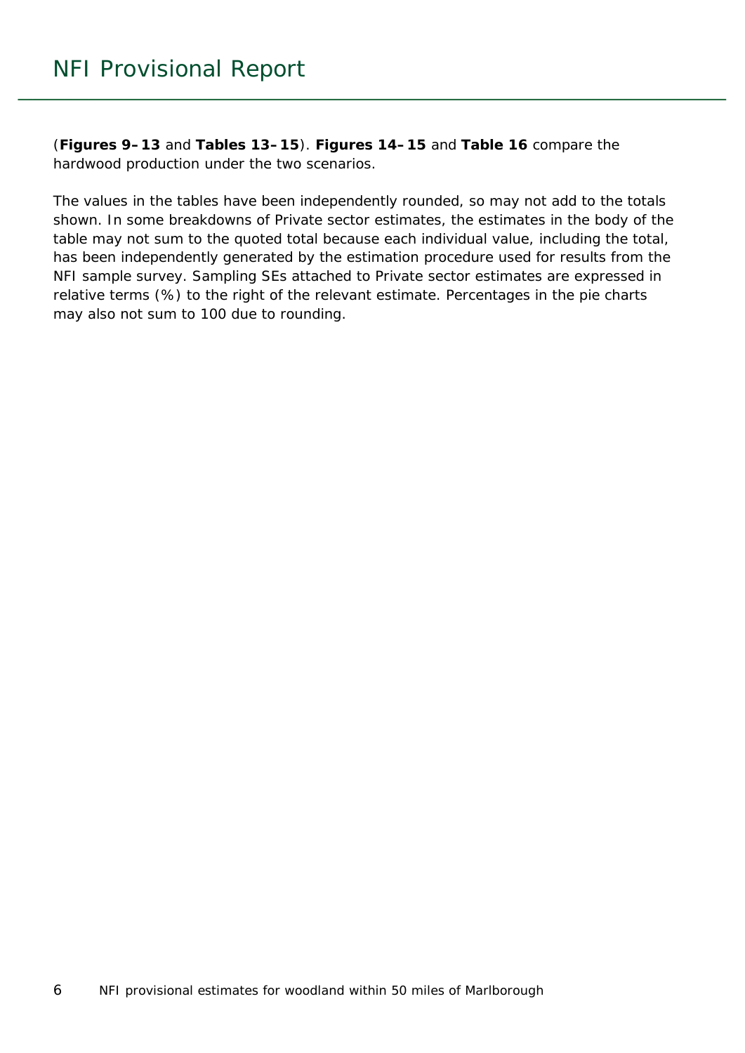(**Figures 9–13** and **Tables 13–15**). **Figures 14–15** and **Table 16** compare the hardwood production under the two scenarios.

The values in the tables have been independently rounded, so may not add to the totals shown. In some breakdowns of Private sector estimates, the estimates in the body of the table may not sum to the quoted total because each individual value, including the total, has been independently generated by the estimation procedure used for results from the NFI sample survey. Sampling SEs attached to Private sector estimates are expressed in relative terms (%) to the right of the relevant estimate. Percentages in the pie charts may also not sum to 100 due to rounding.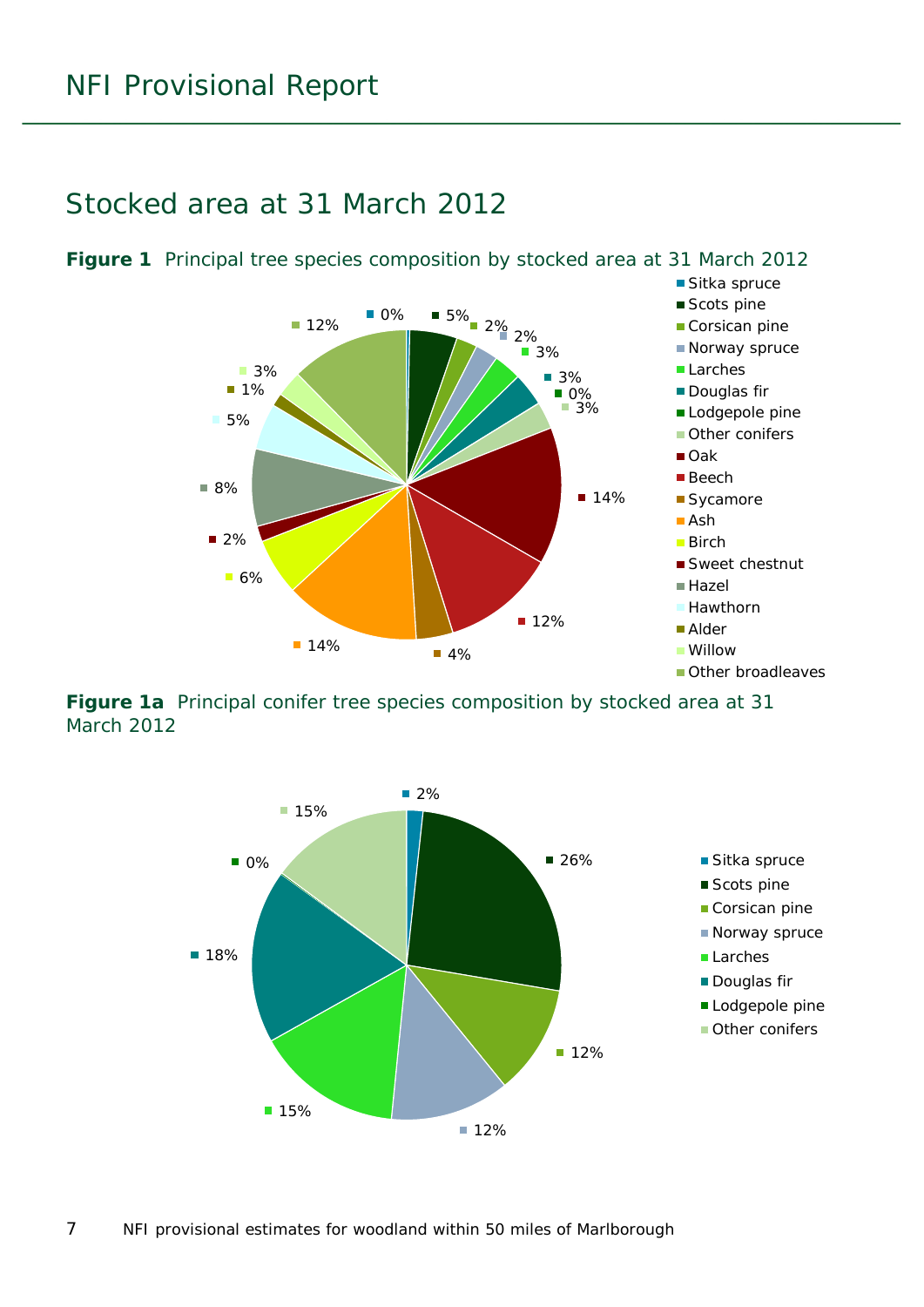## Stocked area at 31 March 2012

**Figure 1** Principal tree species composition by stocked area at 31 March 2012

| Species | Percentage |
|---|---|
| Sitka spruce | 0% |
| Scots pine | 5% |
| Corsican pine | 2% |
| Norway spruce | 2% |
| Larches | 3% |
| Douglas fir | 3% |
| Lodgepole pine | 0% |
| Other conifers | 3% |
| Oak | 14% |
| Beech | 12% |
| Sycamore | 4% |
| Ash | 14% |
| Birch | 6% |
| Sweet chestnut | 2% |
| Hazel | 8% |
| Hawthorn | 5% |
| Alder | 1% |
| Willow | 3% |
| Other broadleaves | 12% |

**Figure 1a** Principal conifer tree species composition by stocked area at 31 March 2012

| Species | Percentage |
|---|---|
| Sitka spruce | 2% |
| Scots pine | 26% |
| Corsican pine | 12% |
| Norway spruce | 12% |
| Larches | 15% |
| Douglas fir | 18% |
| Lodgepole pine | 0% |
| Other conifers | 15% |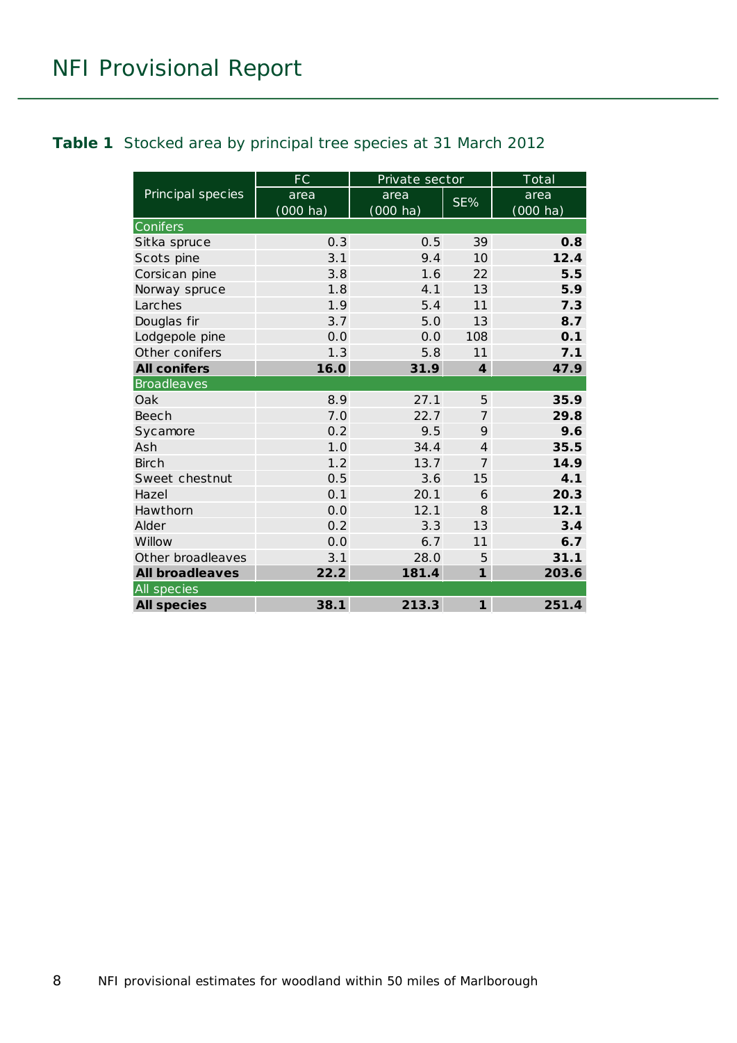**Table 1** Stocked area by principal tree species at 31 March 2012

| Principal species | FC | Private sector | | Total |
|---|---|---|---|---|
| | area (000 ha) | area (000 ha) | SE% | area (000 ha) |
| **Conifers** | | | | |
| Sitka spruce | 0.3 | 0.5 | 39 | **0.8** |
| Scots pine | 3.1 | 9.4 | 10 | **12.4** |
| Corsican pine | 3.8 | 1.6 | 22 | **5.5** |
| Norway spruce | 1.8 | 4.1 | 13 | **5.9** |
| Larches | 1.9 | 5.4 | 11 | **7.3** |
| Douglas fir | 3.7 | 5.0 | 13 | **8.7** |
| Lodgepole pine | 0.0 | 0.0 | 108 | **0.1** |
| Other conifers | 1.3 | 5.8 | 11 | **7.1** |
| **All conifers** | **16.0** | **31.9** | **4** | **47.9** |
| **Broadleaves** | | | | |
| Oak | 8.9 | 27.1 | 5 | **35.9** |
| Beech | 7.0 | 22.7 | 7 | **29.8** |
| Sycamore | 0.2 | 9.5 | 9 | **9.6** |
| Ash | 1.0 | 34.4 | 4 | **35.5** |
| Birch | 1.2 | 13.7 | 7 | **14.9** |
| Sweet chestnut | 0.5 | 3.6 | 15 | **4.1** |
| Hazel | 0.1 | 20.1 | 6 | **20.3** |
| Hawthorn | 0.0 | 12.1 | 8 | **12.1** |
| Alder | 0.2 | 3.3 | 13 | **3.4** |
| Willow | 0.0 | 6.7 | 11 | **6.7** |
| Other broadleaves | 3.1 | 28.0 | 5 | **31.1** |
| **All broadleaves** | **22.2** | **181.4** | **1** | **203.6** |
| **All species** | | | | |
| **All species** | **38.1** | **213.3** | **1** | **251.4** |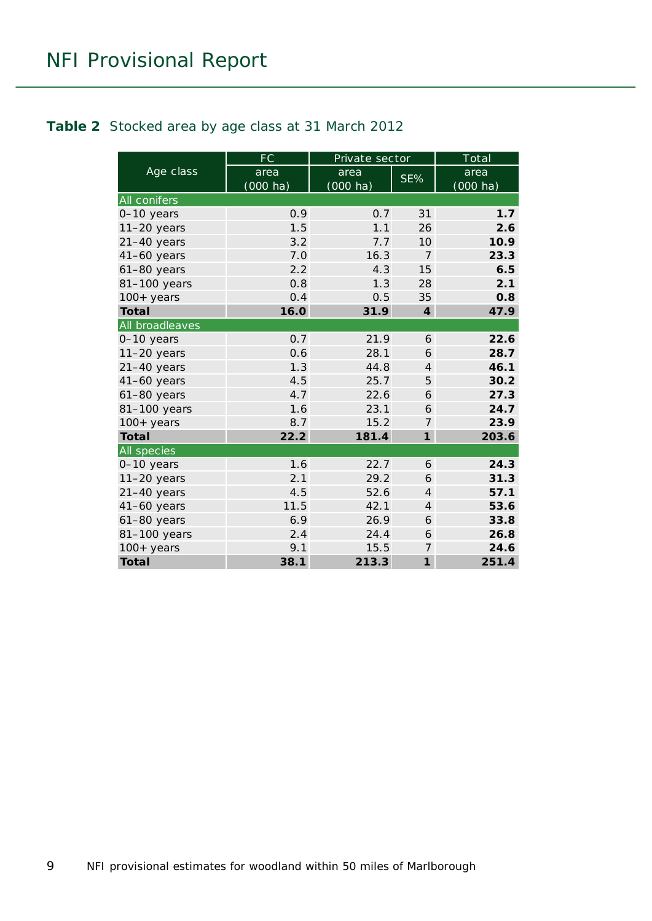**Table 2** Stocked area by age class at 31 March 2012

| Age class | FC | Private sector | | Total |
|---|---|---|---|---|
| | area (000 ha) | area (000 ha) | SE% | area (000 ha) |
| All conifers | | | | |
| 0–10 years | 0.9 | 0.7 | 31 | **1.7** |
| 11–20 years | 1.5 | 1.1 | 26 | **2.6** |
| 21–40 years | 3.2 | 7.7 | 10 | **10.9** |
| 41–60 years | 7.0 | 16.3 | 7 | **23.3** |
| 61–80 years | 2.2 | 4.3 | 15 | **6.5** |
| 81–100 years | 0.8 | 1.3 | 28 | **2.1** |
| 100+ years | 0.4 | 0.5 | 35 | **0.8** |
| **Total** | **16.0** | **31.9** | **4** | **47.9** |
| All broadleaves | | | | |
| 0–10 years | 0.7 | 21.9 | 6 | **22.6** |
| 11–20 years | 0.6 | 28.1 | 6 | **28.7** |
| 21–40 years | 1.3 | 44.8 | 4 | **46.1** |
| 41–60 years | 4.5 | 25.7 | 5 | **30.2** |
| 61–80 years | 4.7 | 22.6 | 6 | **27.3** |
| 81–100 years | 1.6 | 23.1 | 6 | **24.7** |
| 100+ years | 8.7 | 15.2 | 7 | **23.9** |
| **Total** | **22.2** | **181.4** | **1** | **203.6** |
| All species | | | | |
| 0–10 years | 1.6 | 22.7 | 6 | **24.3** |
| 11–20 years | 2.1 | 29.2 | 6 | **31.3** |
| 21–40 years | 4.5 | 52.6 | 4 | **57.1** |
| 41–60 years | 11.5 | 42.1 | 4 | **53.6** |
| 61–80 years | 6.9 | 26.9 | 6 | **33.8** |
| 81–100 years | 2.4 | 24.4 | 6 | **26.8** |
| 100+ years | 9.1 | 15.5 | 7 | **24.6** |
| **Total** | **38.1** | **213.3** | **1** | **251.4** |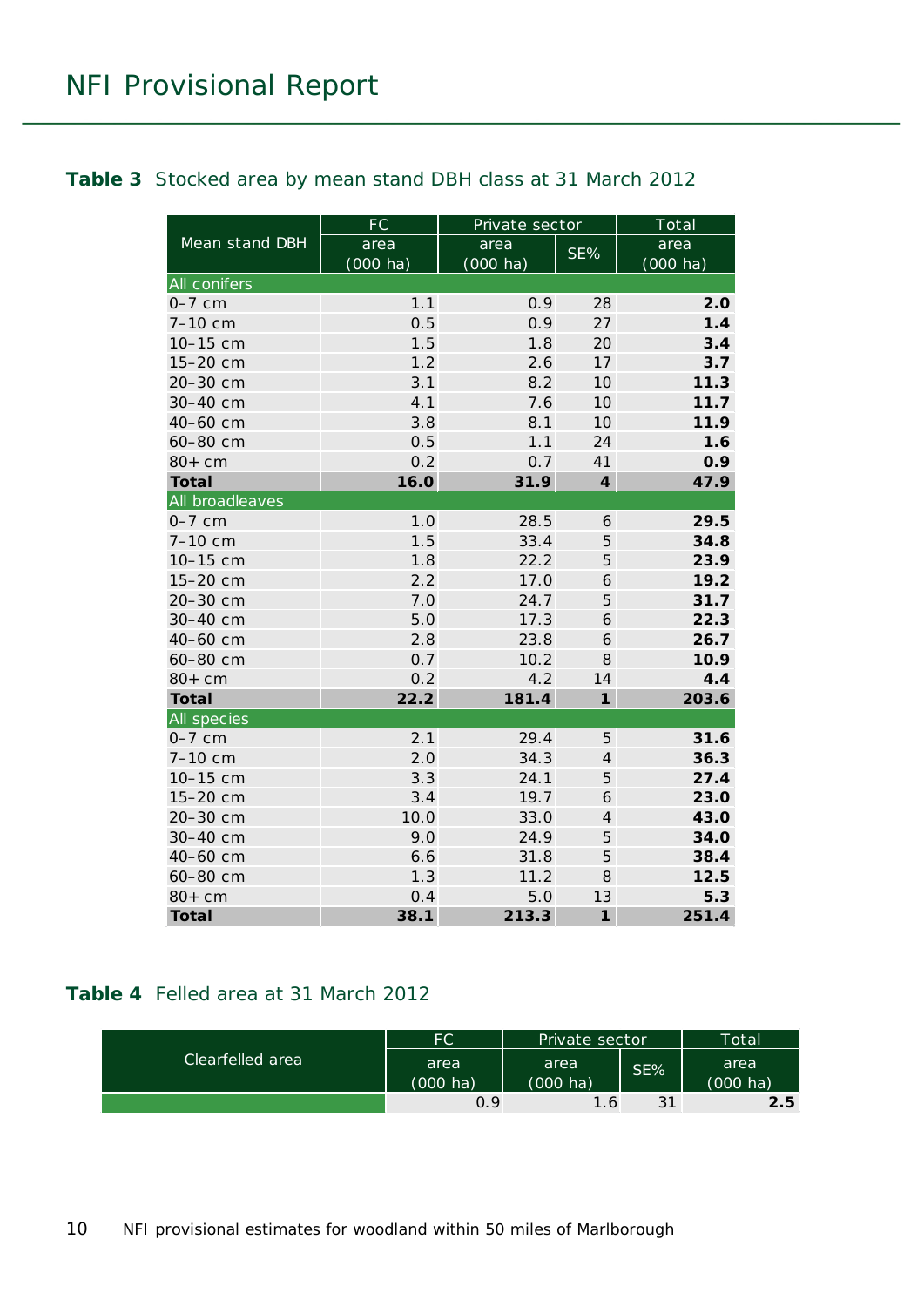**Table 3** Stocked area by mean stand DBH class at 31 March 2012

| Mean stand DBH | FC | Private sector | | Total |
|---|---|---|---|---|
| | area (000 ha) | area (000 ha) | SE% | area (000 ha) |
| All conifers | | | | |
| 0–7 cm | 1.1 | 0.9 | 28 | **2.0** |
| 7–10 cm | 0.5 | 0.9 | 27 | **1.4** |
| 10–15 cm | 1.5 | 1.8 | 20 | **3.4** |
| 15–20 cm | 1.2 | 2.6 | 17 | **3.7** |
| 20–30 cm | 3.1 | 8.2 | 10 | **11.3** |
| 30–40 cm | 4.1 | 7.6 | 10 | **11.7** |
| 40–60 cm | 3.8 | 8.1 | 10 | **11.9** |
| 60–80 cm | 0.5 | 1.1 | 24 | **1.6** |
| 80+ cm | 0.2 | 0.7 | 41 | **0.9** |
| **Total** | **16.0** | **31.9** | **4** | **47.9** |
| All broadleaves | | | | |
| 0–7 cm | 1.0 | 28.5 | 6 | **29.5** |
| 7–10 cm | 1.5 | 33.4 | 5 | **34.8** |
| 10–15 cm | 1.8 | 22.2 | 5 | **23.9** |
| 15–20 cm | 2.2 | 17.0 | 6 | **19.2** |
| 20–30 cm | 7.0 | 24.7 | 5 | **31.7** |
| 30–40 cm | 5.0 | 17.3 | 6 | **22.3** |
| 40–60 cm | 2.8 | 23.8 | 6 | **26.7** |
| 60–80 cm | 0.7 | 10.2 | 8 | **10.9** |
| 80+ cm | 0.2 | 4.2 | 14 | **4.4** |
| **Total** | **22.2** | **181.4** | **1** | **203.6** |
| All species | | | | |
| 0–7 cm | 2.1 | 29.4 | 5 | **31.6** |
| 7–10 cm | 2.0 | 34.3 | 4 | **36.3** |
| 10–15 cm | 3.3 | 24.1 | 5 | **27.4** |
| 15–20 cm | 3.4 | 19.7 | 6 | **23.0** |
| 20–30 cm | 10.0 | 33.0 | 4 | **43.0** |
| 30–40 cm | 9.0 | 24.9 | 5 | **34.0** |
| 40–60 cm | 6.6 | 31.8 | 5 | **38.4** |
| 60–80 cm | 1.3 | 11.2 | 8 | **12.5** |
| 80+ cm | 0.4 | 5.0 | 13 | **5.3** |
| **Total** | **38.1** | **213.3** | **1** | **251.4** |

**Table 4** Felled area at 31 March 2012

| Clearfelled area | FC | Private sector | | Total |
|---|---|---|---|---|
| | area (000 ha) | area (000 ha) | SE% | area (000 ha) |
| | 0.9 | 1.6 | 31 | **2.5** |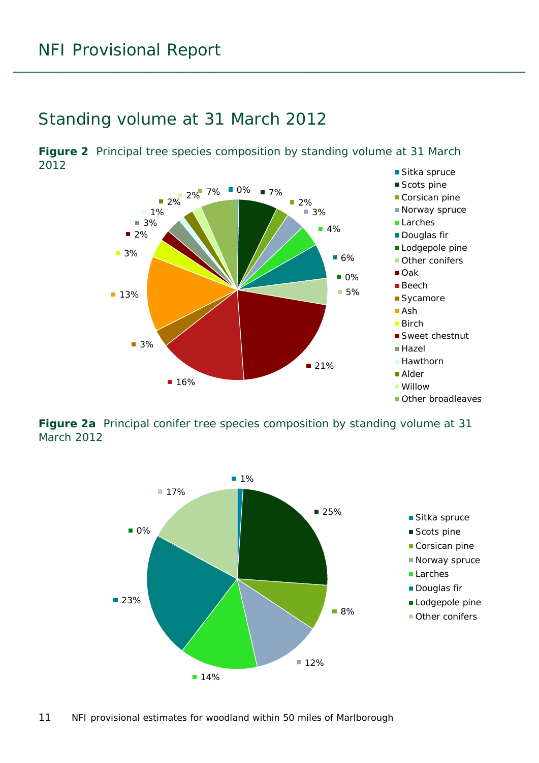# Standing volume at 31 March 2012

**Figure 2** Principal tree species composition by standing volume at 31 March 2012

| Species | % |
|---|---|
| Sitka spruce | 0% |
| Scots pine | 7% |
| Corsican pine | 2% |
| Norway spruce | 3% |
| Larches | 4% |
| Douglas fir | 6% |
| Lodgepole pine | 0% |
| Other conifers | 5% |
| Oak | 21% |
| Beech | 16% |
| Sycamore | 3% |
| Ash | 13% |
| Birch | 3% |
| Sweet chestnut | 2% |
| Hazel | 3% |
| Hawthorn | 1% |
| Alder | 2% |
| Willow | 2% |
| Other broadleaves | 7% |

**Figure 2a** Principal conifer tree species composition by standing volume at 31 March 2012

| Species | % |
|---|---|
| Sitka spruce | 1% |
| Scots pine | 25% |
| Corsican pine | 8% |
| Norway spruce | 12% |
| Larches | 14% |
| Douglas fir | 23% |
| Lodgepole pine | 0% |
| Other conifers | 17% |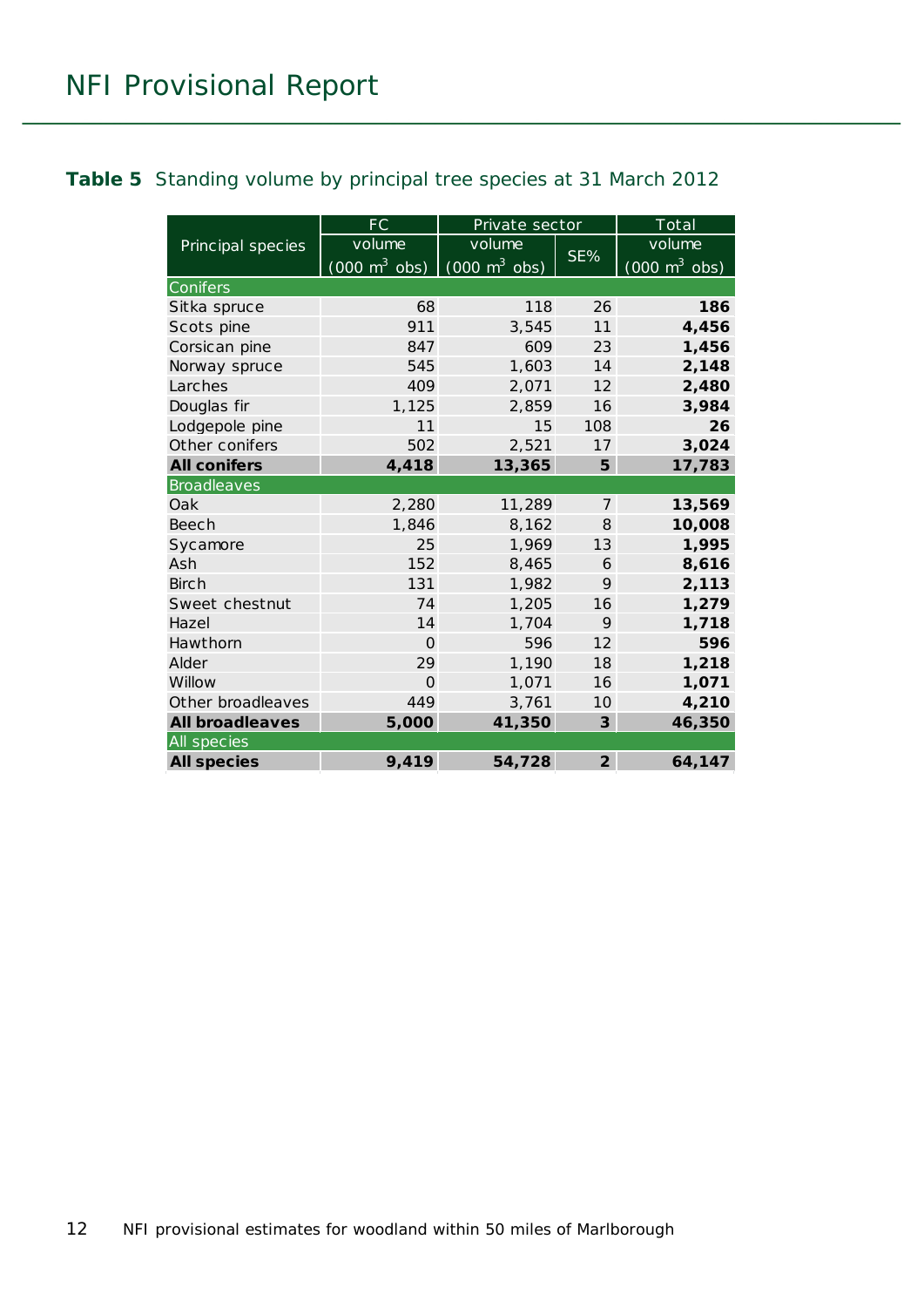**Table 5** Standing volume by principal tree species at 31 March 2012

| Principal species | FC volume (000 $m^3$ obs) | Private sector volume (000 $m^3$ obs) | Private sector SE% | Total volume (000 $m^3$ obs) |
|---|---|---|---|---|
| Conifers | | | | |
| Sitka spruce | 68 | 118 | 26 | **186** |
| Scots pine | 911 | 3,545 | 11 | **4,456** |
| Corsican pine | 847 | 609 | 23 | **1,456** |
| Norway spruce | 545 | 1,603 | 14 | **2,148** |
| Larches | 409 | 2,071 | 12 | **2,480** |
| Douglas fir | 1,125 | 2,859 | 16 | **3,984** |
| Lodgepole pine | 11 | 15 | 108 | **26** |
| Other conifers | 502 | 2,521 | 17 | **3,024** |
| **All conifers** | **4,418** | **13,365** | **5** | **17,783** |
| Broadleaves | | | | |
| Oak | 2,280 | 11,289 | 7 | **13,569** |
| Beech | 1,846 | 8,162 | 8 | **10,008** |
| Sycamore | 25 | 1,969 | 13 | **1,995** |
| Ash | 152 | 8,465 | 6 | **8,616** |
| Birch | 131 | 1,982 | 9 | **2,113** |
| Sweet chestnut | 74 | 1,205 | 16 | **1,279** |
| Hazel | 14 | 1,704 | 9 | **1,718** |
| Hawthorn | 0 | 596 | 12 | **596** |
| Alder | 29 | 1,190 | 18 | **1,218** |
| Willow | 0 | 1,071 | 16 | **1,071** |
| Other broadleaves | 449 | 3,761 | 10 | **4,210** |
| **All broadleaves** | **5,000** | **41,350** | **3** | **46,350** |
| All species | | | | |
| **All species** | **9,419** | **54,728** | **2** | **64,147** |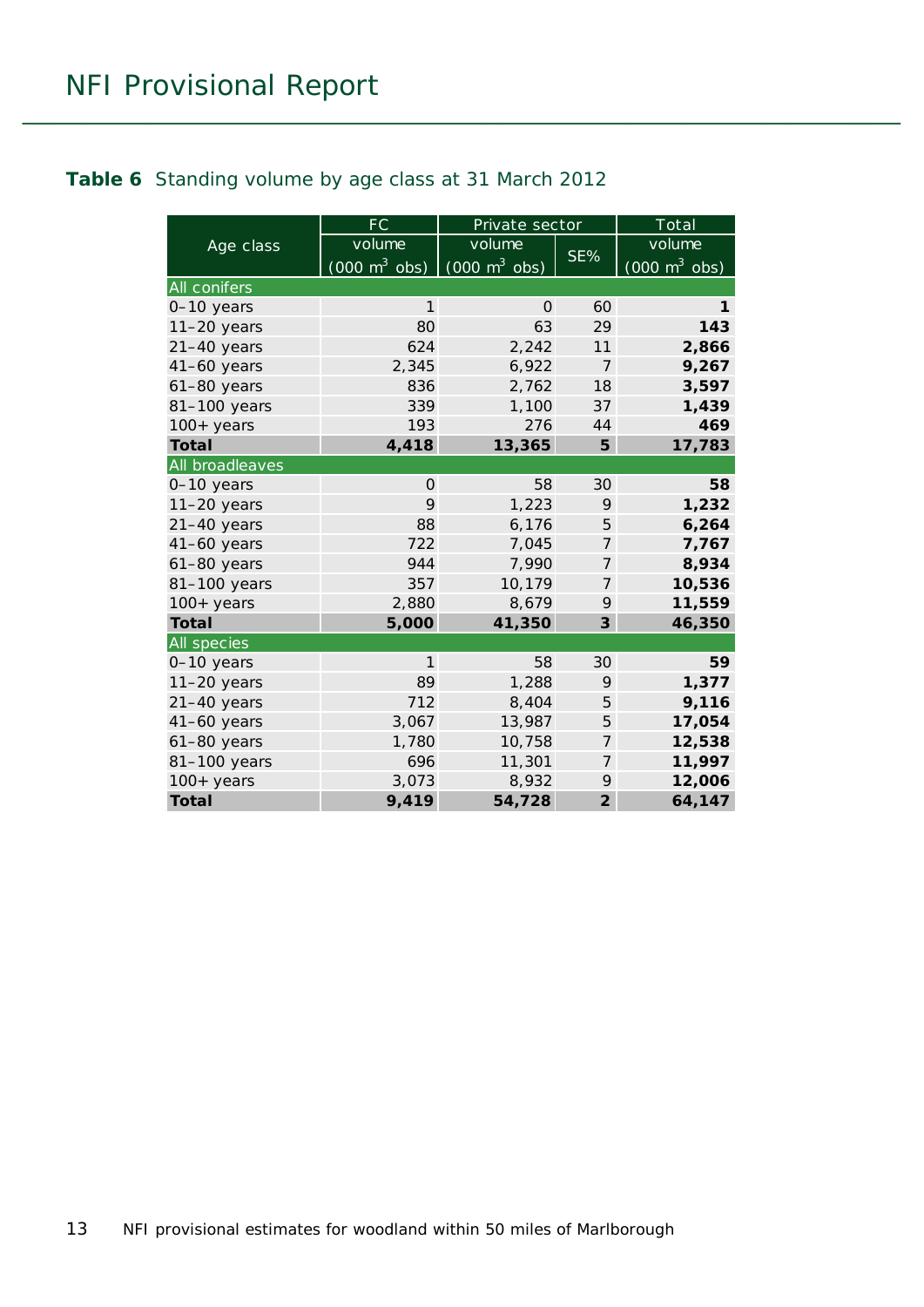**Table 6** Standing volume by age class at 31 March 2012

| Age class | FC | Private sector | | Total |
|---|---|---|---|---|
| | volume (000 $m^3$ obs) | volume (000 $m^3$ obs) | SE% | volume (000 $m^3$ obs) |
| All conifers | | | | |
| 0–10 years | 1 | 0 | 60 | **1** |
| 11–20 years | 80 | 63 | 29 | **143** |
| 21–40 years | 624 | 2,242 | 11 | **2,866** |
| 41–60 years | 2,345 | 6,922 | 7 | **9,267** |
| 61–80 years | 836 | 2,762 | 18 | **3,597** |
| 81–100 years | 339 | 1,100 | 37 | **1,439** |
| 100+ years | 193 | 276 | 44 | **469** |
| **Total** | **4,418** | **13,365** | **5** | **17,783** |
| All broadleaves | | | | |
| 0–10 years | 0 | 58 | 30 | **58** |
| 11–20 years | 9 | 1,223 | 9 | **1,232** |
| 21–40 years | 88 | 6,176 | 5 | **6,264** |
| 41–60 years | 722 | 7,045 | 7 | **7,767** |
| 61–80 years | 944 | 7,990 | 7 | **8,934** |
| 81–100 years | 357 | 10,179 | 7 | **10,536** |
| 100+ years | 2,880 | 8,679 | 9 | **11,559** |
| **Total** | **5,000** | **41,350** | **3** | **46,350** |
| All species | | | | |
| 0–10 years | 1 | 58 | 30 | **59** |
| 11–20 years | 89 | 1,288 | 9 | **1,377** |
| 21–40 years | 712 | 8,404 | 5 | **9,116** |
| 41–60 years | 3,067 | 13,987 | 5 | **17,054** |
| 61–80 years | 1,780 | 10,758 | 7 | **12,538** |
| 81–100 years | 696 | 11,301 | 7 | **11,997** |
| 100+ years | 3,073 | 8,932 | 9 | **12,006** |
| **Total** | **9,419** | **54,728** | **2** | **64,147** |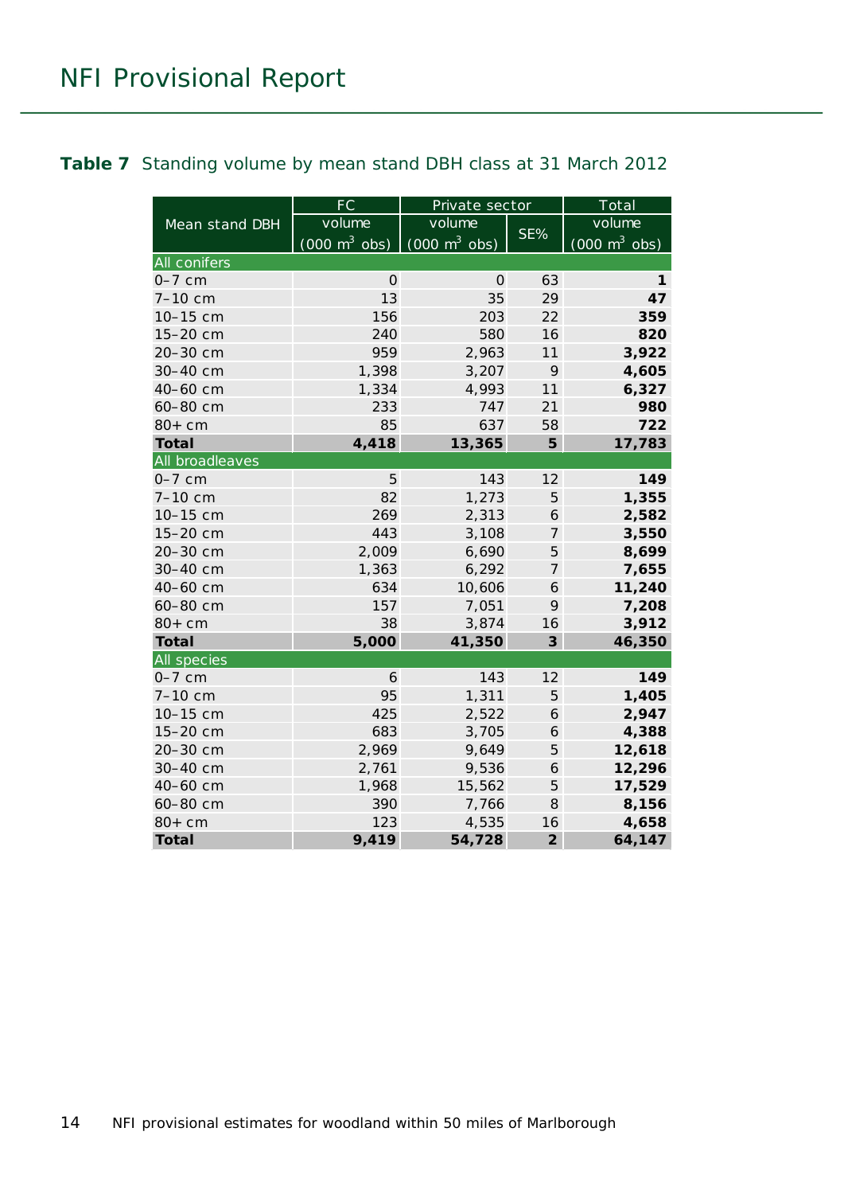**Table 7** Standing volume by mean stand DBH class at 31 March 2012

| Mean stand DBH | FC | Private sector | | Total |
|---|---|---|---|---|
| | volume (000 $m^3$ obs) | volume (000 $m^3$ obs) | SE% | volume (000 $m^3$ obs) |
| **All conifers** | | | | |
| 0–7 cm | 0 | 0 | 63 | **1** |
| 7–10 cm | 13 | 35 | 29 | **47** |
| 10–15 cm | 156 | 203 | 22 | **359** |
| 15–20 cm | 240 | 580 | 16 | **820** |
| 20–30 cm | 959 | 2,963 | 11 | **3,922** |
| 30–40 cm | 1,398 | 3,207 | 9 | **4,605** |
| 40–60 cm | 1,334 | 4,993 | 11 | **6,327** |
| 60–80 cm | 233 | 747 | 21 | **980** |
| 80+ cm | 85 | 637 | 58 | **722** |
| **Total** | **4,418** | **13,365** | **5** | **17,783** |
| **All broadleaves** | | | | |
| 0–7 cm | 5 | 143 | 12 | **149** |
| 7–10 cm | 82 | 1,273 | 5 | **1,355** |
| 10–15 cm | 269 | 2,313 | 6 | **2,582** |
| 15–20 cm | 443 | 3,108 | 7 | **3,550** |
| 20–30 cm | 2,009 | 6,690 | 5 | **8,699** |
| 30–40 cm | 1,363 | 6,292 | 7 | **7,655** |
| 40–60 cm | 634 | 10,606 | 6 | **11,240** |
| 60–80 cm | 157 | 7,051 | 9 | **7,208** |
| 80+ cm | 38 | 3,874 | 16 | **3,912** |
| **Total** | **5,000** | **41,350** | **3** | **46,350** |
| **All species** | | | | |
| 0–7 cm | 6 | 143 | 12 | **149** |
| 7–10 cm | 95 | 1,311 | 5 | **1,405** |
| 10–15 cm | 425 | 2,522 | 6 | **2,947** |
| 15–20 cm | 683 | 3,705 | 6 | **4,388** |
| 20–30 cm | 2,969 | 9,649 | 5 | **12,618** |
| 30–40 cm | 2,761 | 9,536 | 6 | **12,296** |
| 40–60 cm | 1,968 | 15,562 | 5 | **17,529** |
| 60–80 cm | 390 | 7,766 | 8 | **8,156** |
| 80+ cm | 123 | 4,535 | 16 | **4,658** |
| **Total** | **9,419** | **54,728** | **2** | **64,147** |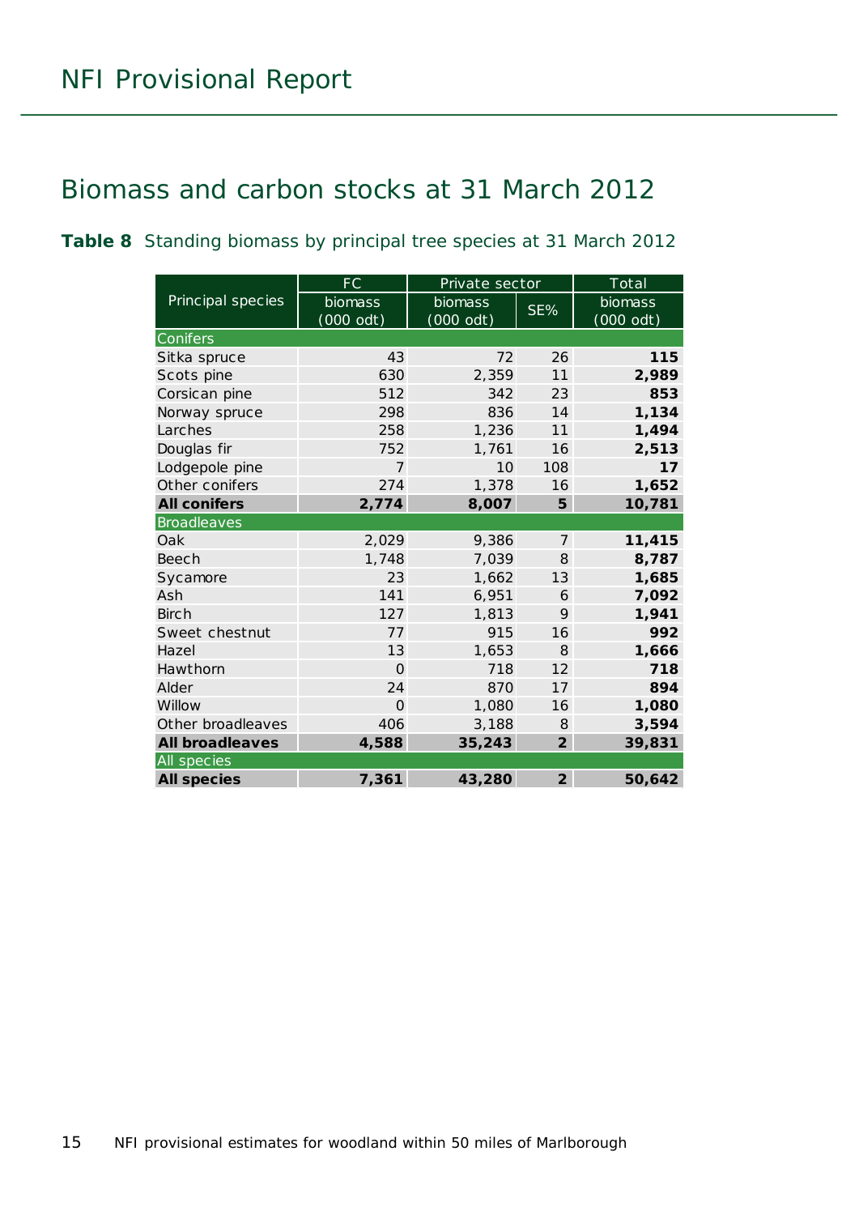## Biomass and carbon stocks at 31 March 2012

**Table 8** Standing biomass by principal tree species at 31 March 2012

| Principal species | FC | Private sector | | Total |
|---|---|---|---|---|
| | biomass (000 odt) | biomass (000 odt) | SE% | biomass (000 odt) |
| Conifers | | | | |
| Sitka spruce | 43 | 72 | 26 | **115** |
| Scots pine | 630 | 2,359 | 11 | **2,989** |
| Corsican pine | 512 | 342 | 23 | **853** |
| Norway spruce | 298 | 836 | 14 | **1,134** |
| Larches | 258 | 1,236 | 11 | **1,494** |
| Douglas fir | 752 | 1,761 | 16 | **2,513** |
| Lodgepole pine | 7 | 10 | 108 | **17** |
| Other conifers | 274 | 1,378 | 16 | **1,652** |
| **All conifers** | **2,774** | **8,007** | **5** | **10,781** |
| Broadleaves | | | | |
| Oak | 2,029 | 9,386 | 7 | **11,415** |
| Beech | 1,748 | 7,039 | 8 | **8,787** |
| Sycamore | 23 | 1,662 | 13 | **1,685** |
| Ash | 141 | 6,951 | 6 | **7,092** |
| Birch | 127 | 1,813 | 9 | **1,941** |
| Sweet chestnut | 77 | 915 | 16 | **992** |
| Hazel | 13 | 1,653 | 8 | **1,666** |
| Hawthorn | 0 | 718 | 12 | **718** |
| Alder | 24 | 870 | 17 | **894** |
| Willow | 0 | 1,080 | 16 | **1,080** |
| Other broadleaves | 406 | 3,188 | 8 | **3,594** |
| **All broadleaves** | **4,588** | **35,243** | **2** | **39,831** |
| All species | | | | |
| **All species** | **7,361** | **43,280** | **2** | **50,642** |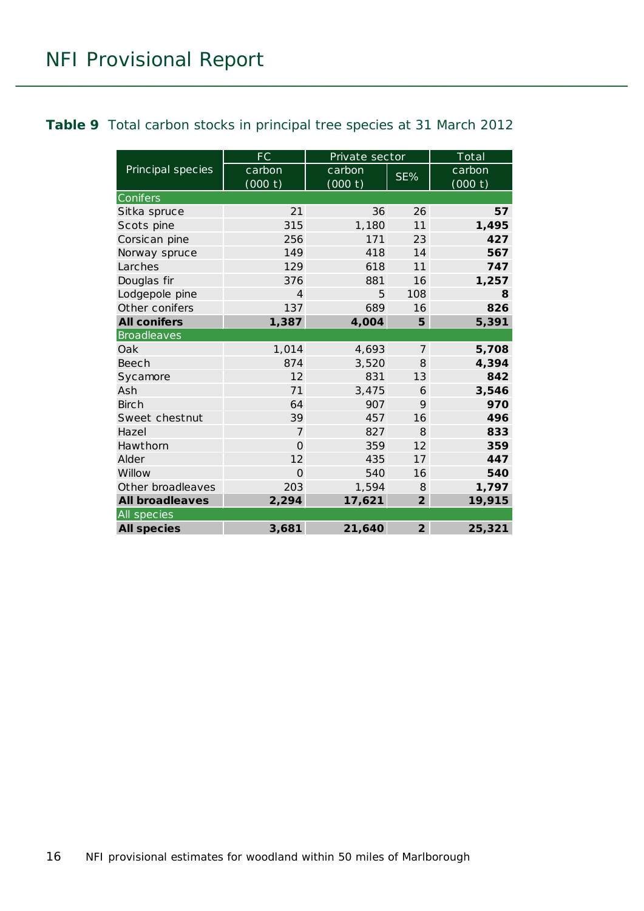**Table 9** Total carbon stocks in principal tree species at 31 March 2012

| Principal species | FC | Private sector | | Total |
|---|---|---|---|---|
| | carbon (000 t) | carbon (000 t) | SE% | carbon (000 t) |
| **Conifers** | | | | |
| Sitka spruce | 21 | 36 | 26 | **57** |
| Scots pine | 315 | 1,180 | 11 | **1,495** |
| Corsican pine | 256 | 171 | 23 | **427** |
| Norway spruce | 149 | 418 | 14 | **567** |
| Larches | 129 | 618 | 11 | **747** |
| Douglas fir | 376 | 881 | 16 | **1,257** |
| Lodgepole pine | 4 | 5 | 108 | **8** |
| Other conifers | 137 | 689 | 16 | **826** |
| **All conifers** | **1,387** | **4,004** | **5** | **5,391** |
| **Broadleaves** | | | | |
| Oak | 1,014 | 4,693 | 7 | **5,708** |
| Beech | 874 | 3,520 | 8 | **4,394** |
| Sycamore | 12 | 831 | 13 | **842** |
| Ash | 71 | 3,475 | 6 | **3,546** |
| Birch | 64 | 907 | 9 | **970** |
| Sweet chestnut | 39 | 457 | 16 | **496** |
| Hazel | 7 | 827 | 8 | **833** |
| Hawthorn | 0 | 359 | 12 | **359** |
| Alder | 12 | 435 | 17 | **447** |
| Willow | 0 | 540 | 16 | **540** |
| Other broadleaves | 203 | 1,594 | 8 | **1,797** |
| **All broadleaves** | **2,294** | **17,621** | **2** | **19,915** |
| **All species** | | | | |
| **All species** | **3,681** | **21,640** | **2** | **25,321** |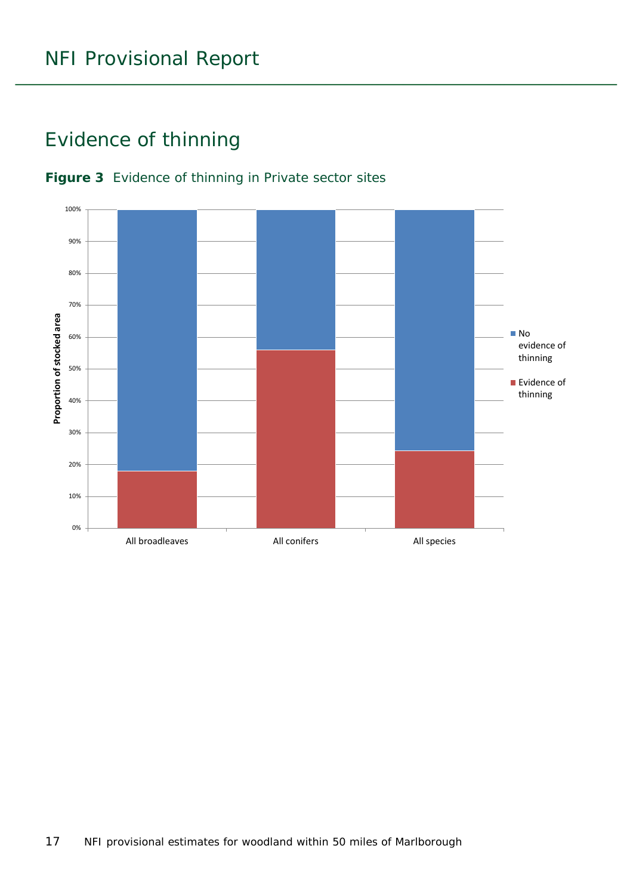## Evidence of thinning

**Figure 3** Evidence of thinning in Private sector sites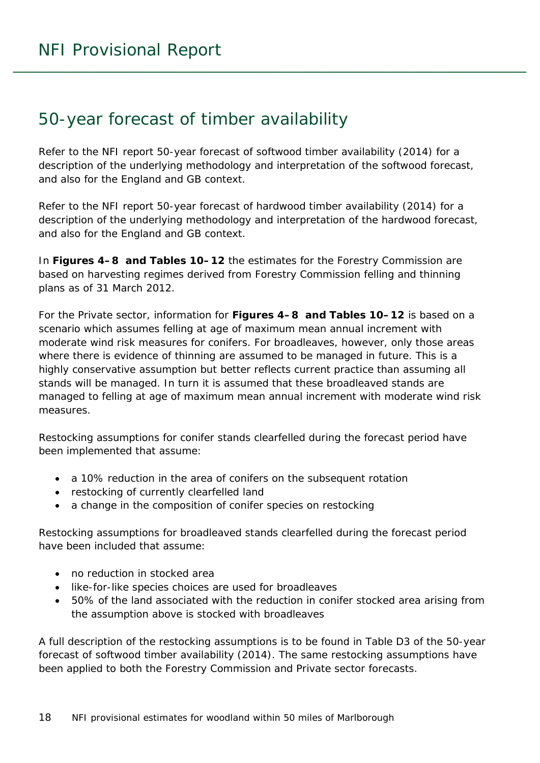# 50-year forecast of timber availability

Refer to the NFI report 50-year forecast of softwood timber availability (2014) for a description of the underlying methodology and interpretation of the softwood forecast, and also for the England and GB context.

Refer to the NFI report 50-year forecast of hardwood timber availability (2014) for a description of the underlying methodology and interpretation of the hardwood forecast, and also for the England and GB context.

In **Figures 4–8 and Tables 10–12** the estimates for the Forestry Commission are based on harvesting regimes derived from Forestry Commission felling and thinning plans as of 31 March 2012.

For the Private sector, information for **Figures 4–8 and Tables 10–12** is based on a scenario which assumes felling at age of maximum mean annual increment with moderate wind risk measures for conifers. For broadleaves, however, only those areas where there is evidence of thinning are assumed to be managed in future. This is a highly conservative assumption but better reflects current practice than assuming all stands will be managed. In turn it is assumed that these broadleaved stands are managed to felling at age of maximum mean annual increment with moderate wind risk measures.

Restocking assumptions for conifer stands clearfelled during the forecast period have been implemented that assume:

- a 10% reduction in the area of conifers on the subsequent rotation
- restocking of currently clearfelled land
- a change in the composition of conifer species on restocking

Restocking assumptions for broadleaved stands clearfelled during the forecast period have been included that assume:

- no reduction in stocked area
- like-for-like species choices are used for broadleaves
- 50% of the land associated with the reduction in conifer stocked area arising from the assumption above is stocked with broadleaves

A full description of the restocking assumptions is to be found in Table D3 of the 50-year forecast of softwood timber availability (2014). The same restocking assumptions have been applied to both the Forestry Commission and Private sector forecasts.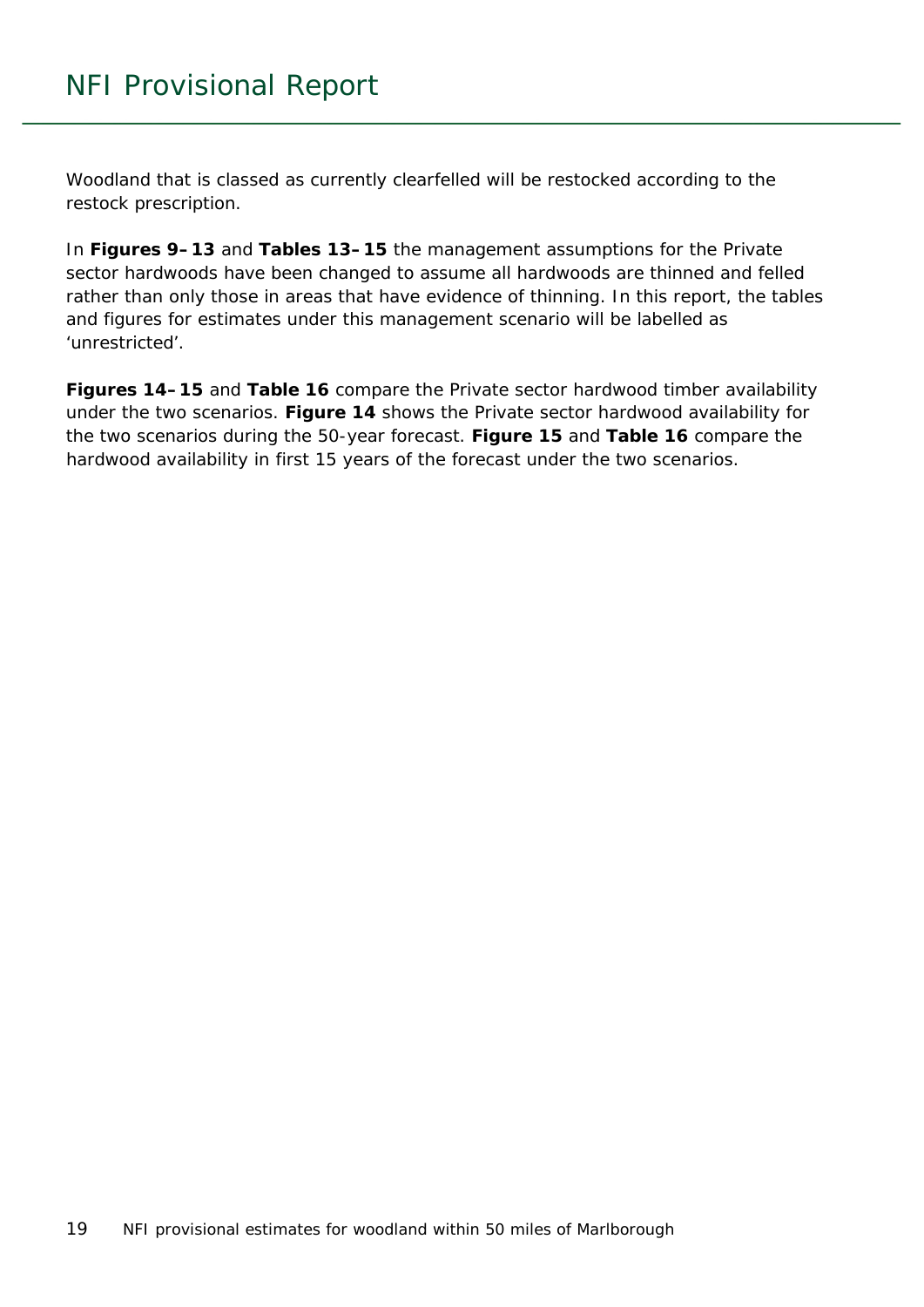Woodland that is classed as currently clearfelled will be restocked according to the restock prescription.

In **Figures 9–13** and **Tables 13–15** the management assumptions for the Private sector hardwoods have been changed to assume all hardwoods are thinned and felled rather than only those in areas that have evidence of thinning. In this report, the tables and figures for estimates under this management scenario will be labelled as ‘unrestricted’.

**Figures 14–15** and **Table 16** compare the Private sector hardwood timber availability under the two scenarios. **Figure 14** shows the Private sector hardwood availability for the two scenarios during the 50-year forecast. **Figure 15** and **Table 16** compare the hardwood availability in first 15 years of the forecast under the two scenarios.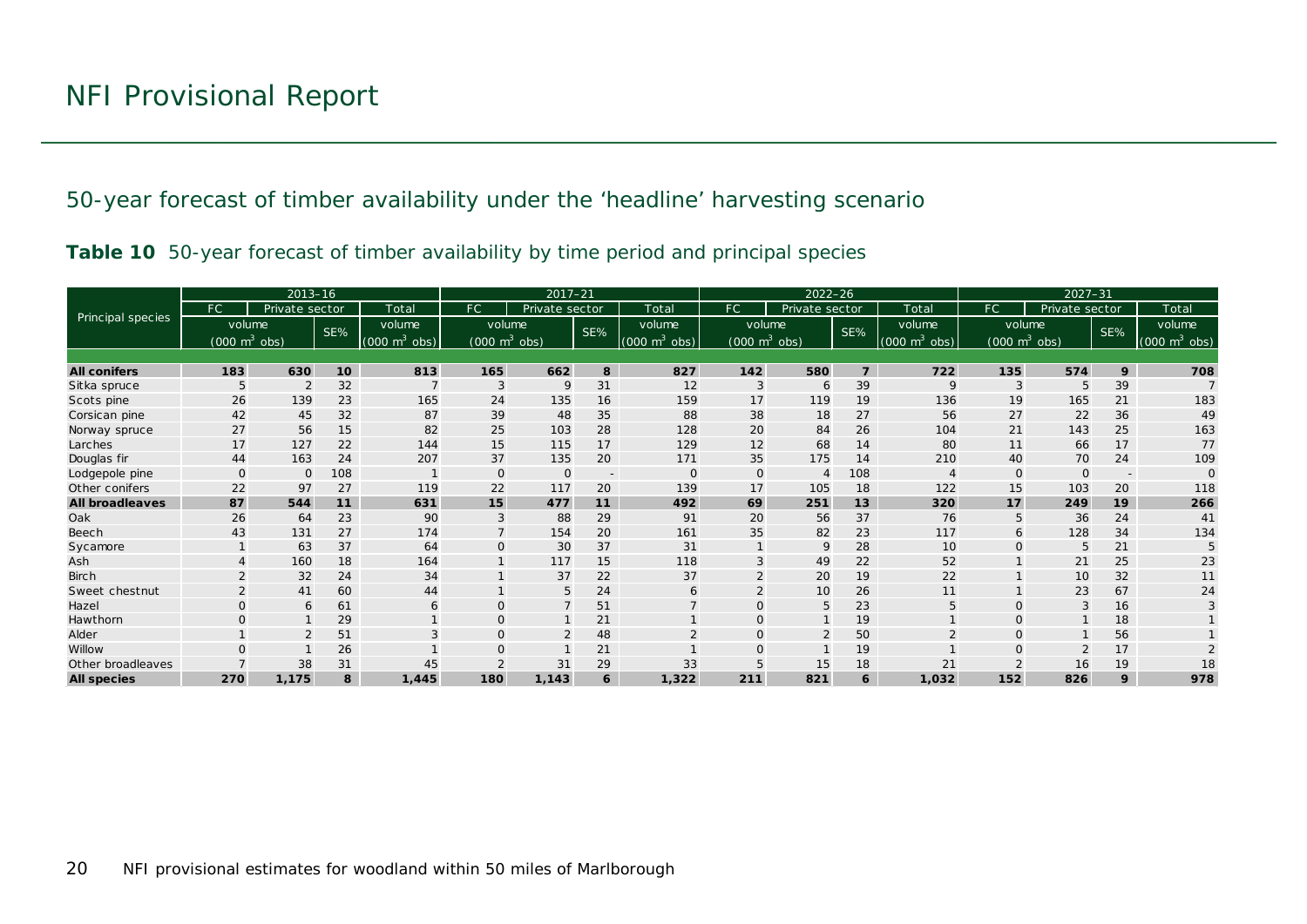## 50-year forecast of timber availability under the 'headline' harvesting scenario

**Table 10** 50-year forecast of timber availability by time period and principal species

| Principal species | 2013–16 | | | | 2017–21 | | | | 2022–26 | | | | 2027–31 | | | |
|---|---|---|---|---|---|---|---|---|---|---|---|---|---|---|---|---|
| | FC | Private sector | | Total | FC | Private sector | | Total | FC | Private sector | | Total | FC | Private sector | | Total |
| | volume ($000\ m^3$ obs) | | SE% | volume ($000\ m^3$ obs) | volume ($000\ m^3$ obs) | | SE% | volume ($000\ m^3$ obs) | volume ($000\ m^3$ obs) | | SE% | volume ($000\ m^3$ obs) | volume ($000\ m^3$ obs) | | SE% | volume ($000\ m^3$ obs) |
| **All conifers** | **183** | **630** | **10** | **813** | **165** | **662** | **8** | **827** | **142** | **580** | **7** | **722** | **135** | **574** | **9** | **708** |
| Sitka spruce | 5 | 2 | 32 | 7 | 3 | 9 | 31 | 12 | 3 | 6 | 39 | 9 | 3 | 5 | 39 | 7 |
| Scots pine | 26 | 139 | 23 | 165 | 24 | 135 | 16 | 159 | 17 | 119 | 19 | 136 | 19 | 165 | 21 | 183 |
| Corsican pine | 42 | 45 | 32 | 87 | 39 | 48 | 35 | 88 | 38 | 18 | 27 | 56 | 27 | 22 | 36 | 49 |
| Norway spruce | 27 | 56 | 15 | 82 | 25 | 103 | 28 | 128 | 20 | 84 | 26 | 104 | 21 | 143 | 25 | 163 |
| Larches | 17 | 127 | 22 | 144 | 15 | 115 | 17 | 129 | 12 | 68 | 14 | 80 | 11 | 66 | 17 | 77 |
| Douglas fir | 44 | 163 | 24 | 207 | 37 | 135 | 20 | 171 | 35 | 175 | 14 | 210 | 40 | 70 | 24 | 109 |
| Lodgepole pine | 0 | 0 | 108 | 1 | 0 | 0 | - | 0 | 0 | 4 | 108 | 4 | 0 | 0 | - | 0 |
| Other conifers | 22 | 97 | 27 | 119 | 22 | 117 | 20 | 139 | 17 | 105 | 18 | 122 | 15 | 103 | 20 | 118 |
| **All broadleaves** | **87** | **544** | **11** | **631** | **15** | **477** | **11** | **492** | **69** | **251** | **13** | **320** | **17** | **249** | **19** | **266** |
| Oak | 26 | 64 | 23 | 90 | 3 | 88 | 29 | 91 | 20 | 56 | 37 | 76 | 5 | 36 | 24 | 41 |
| Beech | 43 | 131 | 27 | 174 | 7 | 154 | 20 | 161 | 35 | 82 | 23 | 117 | 6 | 128 | 34 | 134 |
| Sycamore | 1 | 63 | 37 | 64 | 0 | 30 | 37 | 31 | 1 | 9 | 28 | 10 | 0 | 5 | 21 | 5 |
| Ash | 4 | 160 | 18 | 164 | 1 | 117 | 15 | 118 | 3 | 49 | 22 | 52 | 1 | 21 | 25 | 23 |
| Birch | 2 | 32 | 24 | 34 | 1 | 37 | 22 | 37 | 2 | 20 | 19 | 22 | 1 | 10 | 32 | 11 |
| Sweet chestnut | 2 | 41 | 60 | 44 | 1 | 5 | 24 | 6 | 2 | 10 | 26 | 11 | 1 | 23 | 67 | 24 |
| Hazel | 0 | 6 | 61 | 6 | 0 | 7 | 51 | 7 | 0 | 5 | 23 | 5 | 0 | 3 | 16 | 3 |
| Hawthorn | 0 | 1 | 29 | 1 | 0 | 1 | 21 | 1 | 0 | 1 | 19 | 1 | 0 | 1 | 18 | 1 |
| Alder | 1 | 2 | 51 | 3 | 0 | 2 | 48 | 2 | 0 | 2 | 50 | 2 | 0 | 1 | 56 | 1 |
| Willow | 0 | 1 | 26 | 1 | 0 | 1 | 21 | 1 | 0 | 1 | 19 | 1 | 0 | 2 | 17 | 2 |
| Other broadleaves | 7 | 38 | 31 | 45 | 2 | 31 | 29 | 33 | 5 | 15 | 18 | 21 | 2 | 16 | 19 | 18 |
| **All species** | **270** | **1,175** | **8** | **1,445** | **180** | **1,143** | **6** | **1,322** | **211** | **821** | **6** | **1,032** | **152** | **826** | **9** | **978** |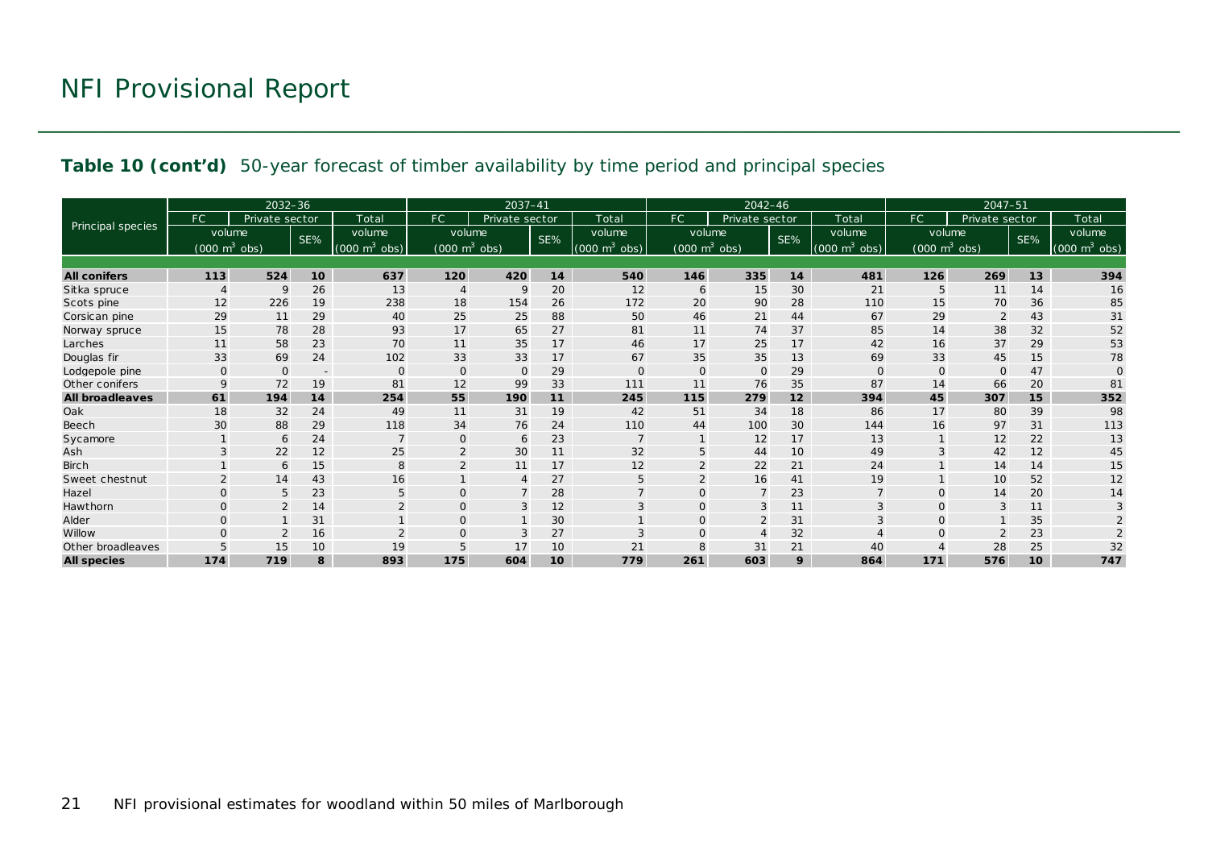# NFI Provisional Report

**Table 10 (cont'd)** 50-year forecast of timber availability by time period and principal species

| Principal species | 2032–36 | | | | 2037–41 | | | | 2042–46 | | | | 2047–51 | | | |
|---|---|---|---|---|---|---|---|---|---|---|---|---|---|---|---|---|
| | FC | Private sector | | Total | FC | Private sector | | Total | FC | Private sector | | Total | FC | Private sector | | Total |
| | volume ($000\ m^3$ obs) | | SE% | volume ($000\ m^3$ obs) | volume ($000\ m^3$ obs) | | SE% | volume ($000\ m^3$ obs) | volume ($000\ m^3$ obs) | | SE% | volume ($000\ m^3$ obs) | volume ($000\ m^3$ obs) | | SE% | volume ($000\ m^3$ obs) |
| **All conifers** | **113** | **524** | **10** | **637** | **120** | **420** | **14** | **540** | **146** | **335** | **14** | **481** | **126** | **269** | **13** | **394** |
| Sitka spruce | 4 | 9 | 26 | 13 | 4 | 9 | 20 | 12 | 6 | 15 | 30 | 21 | 5 | 11 | 14 | 16 |
| Scots pine | 12 | 226 | 19 | 238 | 18 | 154 | 26 | 172 | 20 | 90 | 28 | 110 | 15 | 70 | 36 | 85 |
| Corsican pine | 29 | 11 | 29 | 40 | 25 | 25 | 88 | 50 | 46 | 21 | 44 | 67 | 29 | 2 | 43 | 31 |
| Norway spruce | 15 | 78 | 28 | 93 | 17 | 65 | 27 | 81 | 11 | 74 | 37 | 85 | 14 | 38 | 32 | 52 |
| Larches | 11 | 58 | 23 | 70 | 11 | 35 | 17 | 46 | 17 | 25 | 17 | 42 | 16 | 37 | 29 | 53 |
| Douglas fir | 33 | 69 | 24 | 102 | 33 | 33 | 17 | 67 | 35 | 35 | 13 | 69 | 33 | 45 | 15 | 78 |
| Lodgepole pine | 0 | 0 | - | 0 | 0 | 0 | 29 | 0 | 0 | 0 | 29 | 0 | 0 | 0 | 47 | 0 |
| Other conifers | 9 | 72 | 19 | 81 | 12 | 99 | 33 | 111 | 11 | 76 | 35 | 87 | 14 | 66 | 20 | 81 |
| **All broadleaves** | **61** | **194** | **14** | **254** | **55** | **190** | **11** | **245** | **115** | **279** | **12** | **394** | **45** | **307** | **15** | **352** |
| Oak | 18 | 32 | 24 | 49 | 11 | 31 | 19 | 42 | 51 | 34 | 18 | 86 | 17 | 80 | 39 | 98 |
| Beech | 30 | 88 | 29 | 118 | 34 | 76 | 24 | 110 | 44 | 100 | 30 | 144 | 16 | 97 | 31 | 113 |
| Sycamore | 1 | 6 | 24 | 7 | 0 | 6 | 23 | 7 | 1 | 12 | 17 | 13 | 1 | 12 | 22 | 13 |
| Ash | 3 | 22 | 12 | 25 | 2 | 30 | 11 | 32 | 5 | 44 | 10 | 49 | 3 | 42 | 12 | 45 |
| Birch | 1 | 6 | 15 | 8 | 2 | 11 | 17 | 12 | 2 | 22 | 21 | 24 | 1 | 14 | 14 | 15 |
| Sweet chestnut | 2 | 14 | 43 | 16 | 1 | 4 | 27 | 5 | 2 | 16 | 41 | 19 | 1 | 10 | 52 | 12 |
| Hazel | 0 | 5 | 23 | 5 | 0 | 7 | 28 | 7 | 0 | 7 | 23 | 7 | 0 | 14 | 20 | 14 |
| Hawthorn | 0 | 2 | 14 | 2 | 0 | 3 | 12 | 3 | 0 | 3 | 11 | 3 | 0 | 3 | 11 | 3 |
| Alder | 0 | 1 | 31 | 1 | 0 | 1 | 30 | 1 | 0 | 2 | 31 | 3 | 0 | 1 | 35 | 2 |
| Willow | 0 | 2 | 16 | 2 | 0 | 3 | 27 | 3 | 0 | 4 | 32 | 4 | 0 | 2 | 23 | 2 |
| Other broadleaves | 5 | 15 | 10 | 19 | 5 | 17 | 10 | 21 | 8 | 31 | 21 | 40 | 4 | 28 | 25 | 32 |
| **All species** | **174** | **719** | **8** | **893** | **175** | **604** | **10** | **779** | **261** | **603** | **9** | **864** | **171** | **576** | **10** | **747** |

NFI provisional estimates for woodland within 50 miles of Marlborough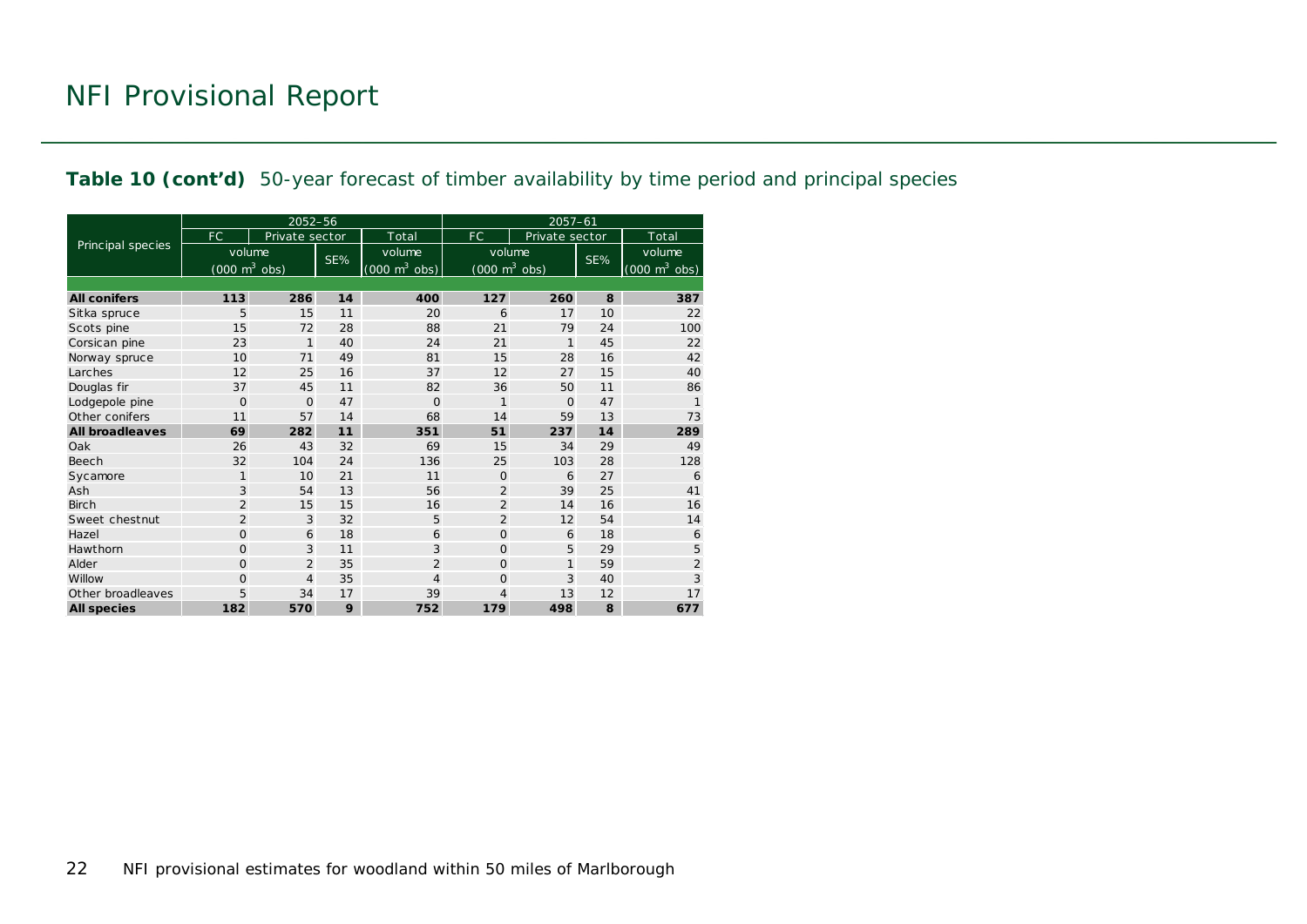# NFI Provisional Report

**Table 10 (cont'd)** 50-year forecast of timber availability by time period and principal species

| Principal species | 2052–56 | | | | 2057–61 | | | |
|---|---|---|---|---|---|---|---|---|
| | FC | Private sector | | Total | FC | Private sector | | Total |
| | volume ($000\ m^3$ obs) | | SE% | volume ($000\ m^3$ obs) | volume ($000\ m^3$ obs) | | SE% | volume ($000\ m^3$ obs) |
| **All conifers** | **113** | **286** | **14** | **400** | **127** | **260** | **8** | **387** |
| Sitka spruce | 5 | 15 | 11 | 20 | 6 | 17 | 10 | 22 |
| Scots pine | 15 | 72 | 28 | 88 | 21 | 79 | 24 | 100 |
| Corsican pine | 23 | 1 | 40 | 24 | 21 | 1 | 45 | 22 |
| Norway spruce | 10 | 71 | 49 | 81 | 15 | 28 | 16 | 42 |
| Larches | 12 | 25 | 16 | 37 | 12 | 27 | 15 | 40 |
| Douglas fir | 37 | 45 | 11 | 82 | 36 | 50 | 11 | 86 |
| Lodgepole pine | 0 | 0 | 47 | 0 | 1 | 0 | 47 | 1 |
| Other conifers | 11 | 57 | 14 | 68 | 14 | 59 | 13 | 73 |
| **All broadleaves** | **69** | **282** | **11** | **351** | **51** | **237** | **14** | **289** |
| Oak | 26 | 43 | 32 | 69 | 15 | 34 | 29 | 49 |
| Beech | 32 | 104 | 24 | 136 | 25 | 103 | 28 | 128 |
| Sycamore | 1 | 10 | 21 | 11 | 0 | 6 | 27 | 6 |
| Ash | 3 | 54 | 13 | 56 | 2 | 39 | 25 | 41 |
| Birch | 2 | 15 | 15 | 16 | 2 | 14 | 16 | 16 |
| Sweet chestnut | 2 | 3 | 32 | 5 | 2 | 12 | 54 | 14 |
| Hazel | 0 | 6 | 18 | 6 | 0 | 6 | 18 | 6 |
| Hawthorn | 0 | 3 | 11 | 3 | 0 | 5 | 29 | 5 |
| Alder | 0 | 2 | 35 | 2 | 0 | 1 | 59 | 2 |
| Willow | 0 | 4 | 35 | 4 | 0 | 3 | 40 | 3 |
| Other broadleaves | 5 | 34 | 17 | 39 | 4 | 13 | 12 | 17 |
| **All species** | **182** | **570** | **9** | **752** | **179** | **498** | **8** | **677** |

NFI provisional estimates for woodland within 50 miles of Marlborough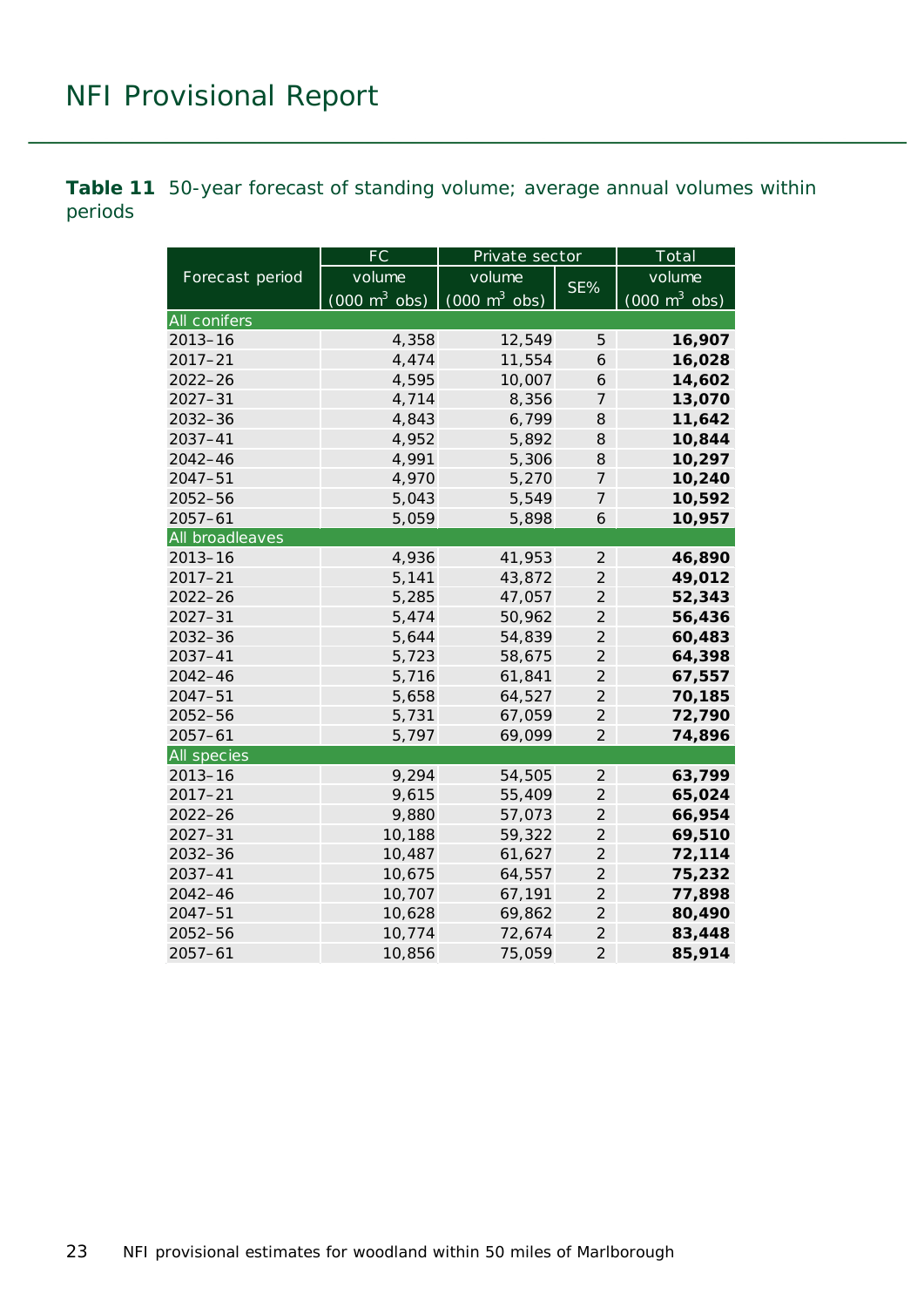**Table 11** 50-year forecast of standing volume; average annual volumes within periods

| Forecast period | FC | Private sector | | Total |
|---|---|---|---|---|
| | volume (000 $m^3$ obs) | volume (000 $m^3$ obs) | SE% | volume (000 $m^3$ obs) |
| **All conifers** | | | | |
| 2013–16 | 4,358 | 12,549 | 5 | **16,907** |
| 2017–21 | 4,474 | 11,554 | 6 | **16,028** |
| 2022–26 | 4,595 | 10,007 | 6 | **14,602** |
| 2027–31 | 4,714 | 8,356 | 7 | **13,070** |
| 2032–36 | 4,843 | 6,799 | 8 | **11,642** |
| 2037–41 | 4,952 | 5,892 | 8 | **10,844** |
| 2042–46 | 4,991 | 5,306 | 8 | **10,297** |
| 2047–51 | 4,970 | 5,270 | 7 | **10,240** |
| 2052–56 | 5,043 | 5,549 | 7 | **10,592** |
| 2057–61 | 5,059 | 5,898 | 6 | **10,957** |
| **All broadleaves** | | | | |
| 2013–16 | 4,936 | 41,953 | 2 | **46,890** |
| 2017–21 | 5,141 | 43,872 | 2 | **49,012** |
| 2022–26 | 5,285 | 47,057 | 2 | **52,343** |
| 2027–31 | 5,474 | 50,962 | 2 | **56,436** |
| 2032–36 | 5,644 | 54,839 | 2 | **60,483** |
| 2037–41 | 5,723 | 58,675 | 2 | **64,398** |
| 2042–46 | 5,716 | 61,841 | 2 | **67,557** |
| 2047–51 | 5,658 | 64,527 | 2 | **70,185** |
| 2052–56 | 5,731 | 67,059 | 2 | **72,790** |
| 2057–61 | 5,797 | 69,099 | 2 | **74,896** |
| **All species** | | | | |
| 2013–16 | 9,294 | 54,505 | 2 | **63,799** |
| 2017–21 | 9,615 | 55,409 | 2 | **65,024** |
| 2022–26 | 9,880 | 57,073 | 2 | **66,954** |
| 2027–31 | 10,188 | 59,322 | 2 | **69,510** |
| 2032–36 | 10,487 | 61,627 | 2 | **72,114** |
| 2037–41 | 10,675 | 64,557 | 2 | **75,232** |
| 2042–46 | 10,707 | 67,191 | 2 | **77,898** |
| 2047–51 | 10,628 | 69,862 | 2 | **80,490** |
| 2052–56 | 10,774 | 72,674 | 2 | **83,448** |
| 2057–61 | 10,856 | 75,059 | 2 | **85,914** |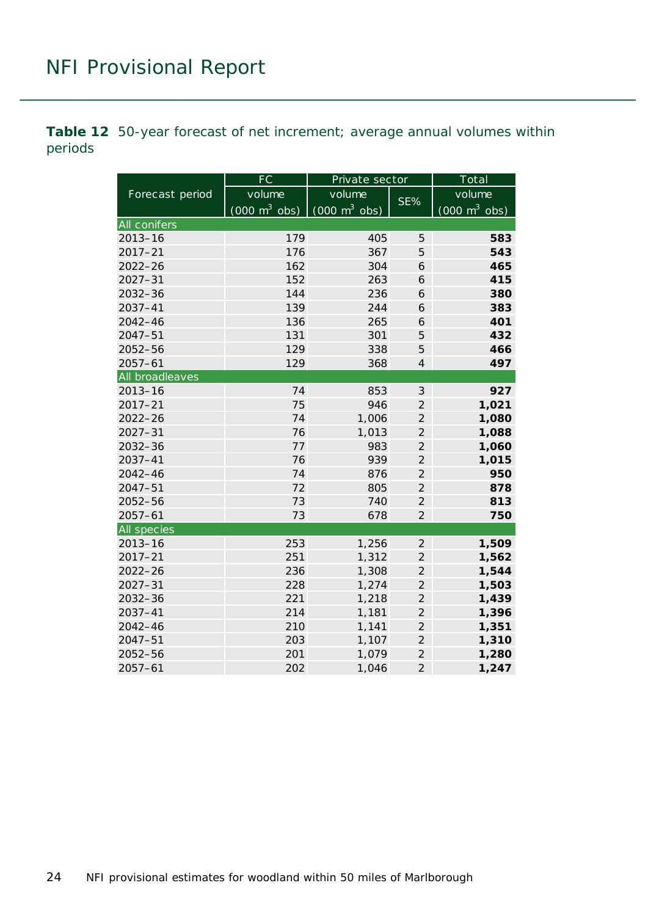**Table 12** 50-year forecast of net increment; average annual volumes within periods

| Forecast period | FC | Private sector | | Total |
|---|---|---|---|---|
| | volume (000 $m^3$ obs) | volume (000 $m^3$ obs) | SE% | volume (000 $m^3$ obs) |
| **All conifers** | | | | |
| 2013–16 | 179 | 405 | 5 | **583** |
| 2017–21 | 176 | 367 | 5 | **543** |
| 2022–26 | 162 | 304 | 6 | **465** |
| 2027–31 | 152 | 263 | 6 | **415** |
| 2032–36 | 144 | 236 | 6 | **380** |
| 2037–41 | 139 | 244 | 6 | **383** |
| 2042–46 | 136 | 265 | 6 | **401** |
| 2047–51 | 131 | 301 | 5 | **432** |
| 2052–56 | 129 | 338 | 5 | **466** |
| 2057–61 | 129 | 368 | 4 | **497** |
| **All broadleaves** | | | | |
| 2013–16 | 74 | 853 | 3 | **927** |
| 2017–21 | 75 | 946 | 2 | **1,021** |
| 2022–26 | 74 | 1,006 | 2 | **1,080** |
| 2027–31 | 76 | 1,013 | 2 | **1,088** |
| 2032–36 | 77 | 983 | 2 | **1,060** |
| 2037–41 | 76 | 939 | 2 | **1,015** |
| 2042–46 | 74 | 876 | 2 | **950** |
| 2047–51 | 72 | 805 | 2 | **878** |
| 2052–56 | 73 | 740 | 2 | **813** |
| 2057–61 | 73 | 678 | 2 | **750** |
| **All species** | | | | |
| 2013–16 | 253 | 1,256 | 2 | **1,509** |
| 2017–21 | 251 | 1,312 | 2 | **1,562** |
| 2022–26 | 236 | 1,308 | 2 | **1,544** |
| 2027–31 | 228 | 1,274 | 2 | **1,503** |
| 2032–36 | 221 | 1,218 | 2 | **1,439** |
| 2037–41 | 214 | 1,181 | 2 | **1,396** |
| 2042–46 | 210 | 1,141 | 2 | **1,351** |
| 2047–51 | 203 | 1,107 | 2 | **1,310** |
| 2052–56 | 201 | 1,079 | 2 | **1,280** |
| 2057–61 | 202 | 1,046 | 2 | **1,247** |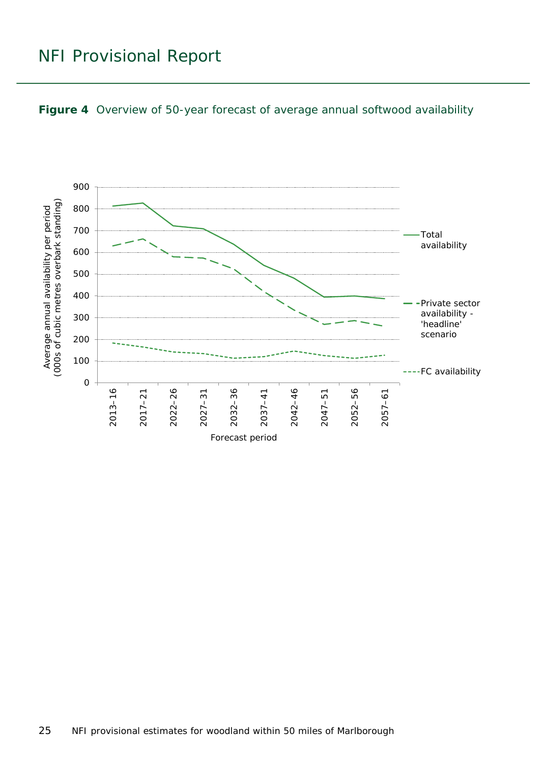**Figure 4** Overview of 50-year forecast of average annual softwood availability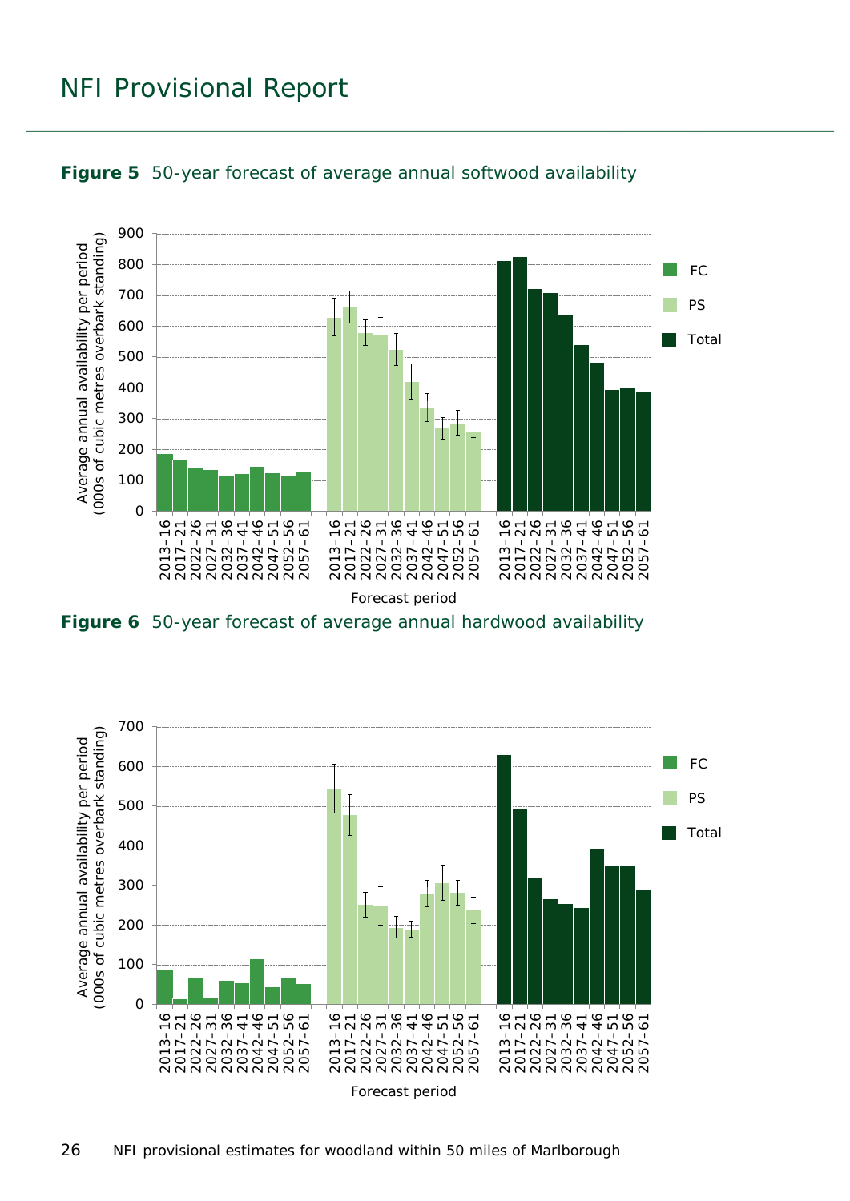**Figure 5** 50-year forecast of average annual softwood availability

**Figure 6** 50-year forecast of average annual hardwood availability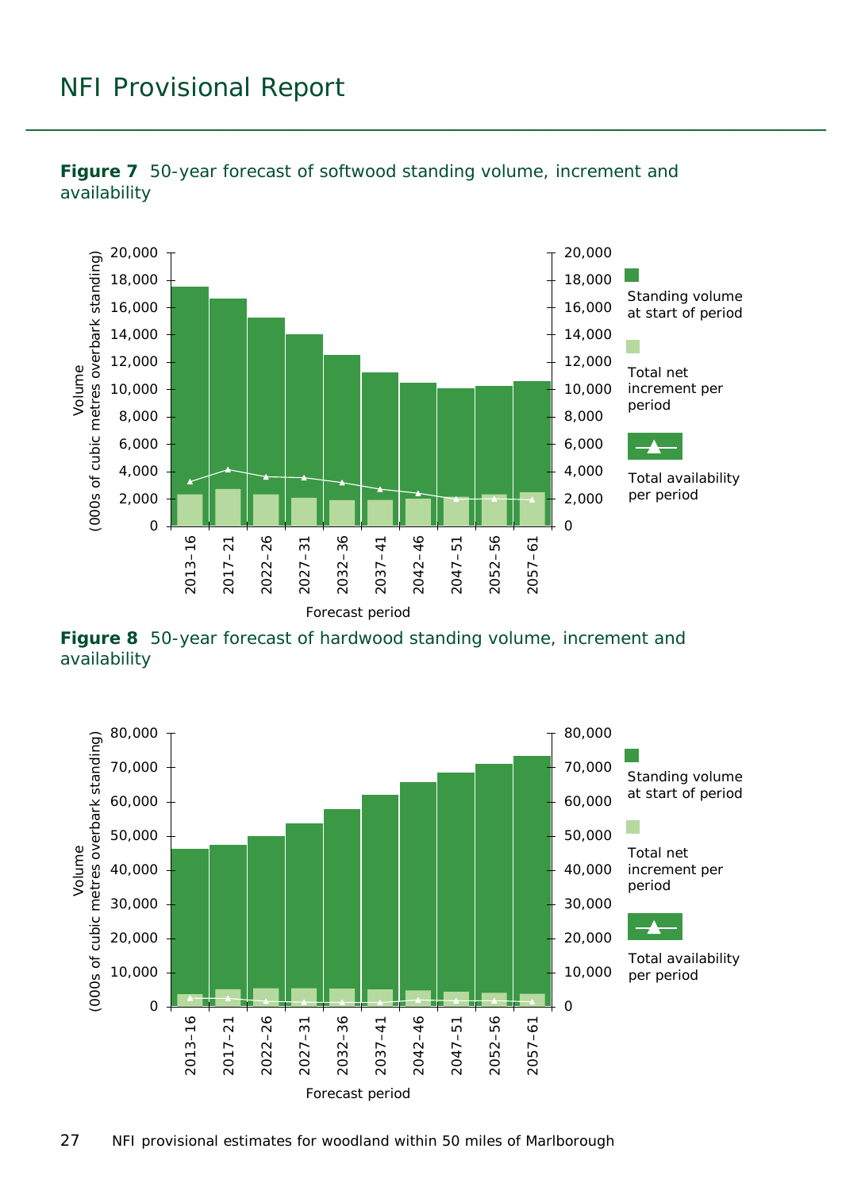**Figure 7** 50-year forecast of softwood standing volume, increment and availability

**Figure 8** 50-year forecast of hardwood standing volume, increment and availability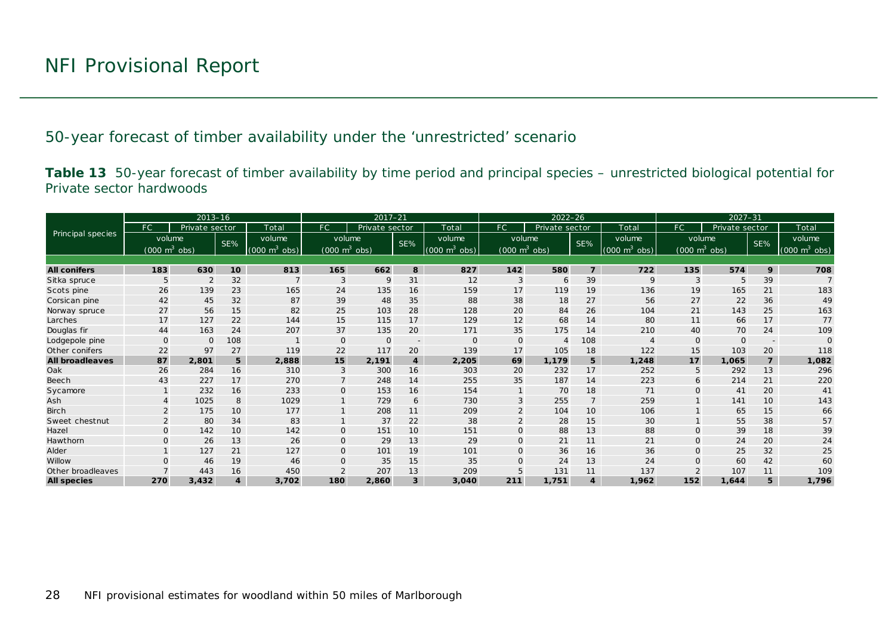# NFI Provisional Report

## 50-year forecast of timber availability under the ‘unrestricted’ scenario

**Table 13** 50-year forecast of timber availability by time period and principal species – unrestricted biological potential for Private sector hardwoods

| Principal species | 2013–16 | | | | 2017–21 | | | | 2022–26 | | | | 2027–31 | | | |
|---|---|---|---|---|---|---|---|---|---|---|---|---|---|---|---|---|
| | FC | Private sector | | Total | FC | Private sector | | Total | FC | Private sector | | Total | FC | Private sector | | Total |
| | volume (000 $m^3$ obs) | | SE% | volume (000 $m^3$ obs) | volume (000 $m^3$ obs) | | SE% | volume (000 $m^3$ obs) | volume (000 $m^3$ obs) | | SE% | volume (000 $m^3$ obs) | volume (000 $m^3$ obs) | | SE% | volume (000 $m^3$ obs) |
| **All conifers** | **183** | **630** | **10** | **813** | **165** | **662** | **8** | **827** | **142** | **580** | **7** | **722** | **135** | **574** | **9** | **708** |
| Sitka spruce | 5 | 2 | 32 | 7 | 3 | 9 | 31 | 12 | 3 | 6 | 39 | 9 | 3 | 5 | 39 | 7 |
| Scots pine | 26 | 139 | 23 | 165 | 24 | 135 | 16 | 159 | 17 | 119 | 19 | 136 | 19 | 165 | 21 | 183 |
| Corsican pine | 42 | 45 | 32 | 87 | 39 | 48 | 35 | 88 | 38 | 18 | 27 | 56 | 27 | 22 | 36 | 49 |
| Norway spruce | 27 | 56 | 15 | 82 | 25 | 103 | 28 | 128 | 20 | 84 | 26 | 104 | 21 | 143 | 25 | 163 |
| Larches | 17 | 127 | 22 | 144 | 15 | 115 | 17 | 129 | 12 | 68 | 14 | 80 | 11 | 66 | 17 | 77 |
| Douglas fir | 44 | 163 | 24 | 207 | 37 | 135 | 20 | 171 | 35 | 175 | 14 | 210 | 40 | 70 | 24 | 109 |
| Lodgepole pine | 0 | 0 | 108 | 1 | 0 | 0 | - | 0 | 0 | 4 | 108 | 4 | 0 | 0 | - | 0 |
| Other conifers | 22 | 97 | 27 | 119 | 22 | 117 | 20 | 139 | 17 | 105 | 18 | 122 | 15 | 103 | 20 | 118 |
| **All broadleaves** | **87** | **2,801** | **5** | **2,888** | **15** | **2,191** | **4** | **2,205** | **69** | **1,179** | **5** | **1,248** | **17** | **1,065** | **7** | **1,082** |
| Oak | 26 | 284 | 16 | 310 | 3 | 300 | 16 | 303 | 20 | 232 | 17 | 252 | 5 | 292 | 13 | 296 |
| Beech | 43 | 227 | 17 | 270 | 7 | 248 | 14 | 255 | 35 | 187 | 14 | 223 | 6 | 214 | 21 | 220 |
| Sycamore | 1 | 232 | 16 | 233 | 0 | 153 | 16 | 154 | 1 | 70 | 18 | 71 | 0 | 41 | 20 | 41 |
| Ash | 4 | 1025 | 8 | 1029 | 1 | 729 | 6 | 730 | 3 | 255 | 7 | 259 | 1 | 141 | 10 | 143 |
| Birch | 2 | 175 | 10 | 177 | 1 | 208 | 11 | 209 | 2 | 104 | 10 | 106 | 1 | 65 | 15 | 66 |
| Sweet chestnut | 2 | 80 | 34 | 83 | 1 | 37 | 22 | 38 | 2 | 28 | 15 | 30 | 1 | 55 | 38 | 57 |
| Hazel | 0 | 142 | 10 | 142 | 0 | 151 | 10 | 151 | 0 | 88 | 13 | 88 | 0 | 39 | 18 | 39 |
| Hawthorn | 0 | 26 | 13 | 26 | 0 | 29 | 13 | 29 | 0 | 21 | 11 | 21 | 0 | 24 | 20 | 24 |
| Alder | 1 | 127 | 21 | 127 | 0 | 101 | 19 | 101 | 0 | 36 | 16 | 36 | 0 | 25 | 32 | 25 |
| Willow | 0 | 46 | 19 | 46 | 0 | 35 | 15 | 35 | 0 | 24 | 13 | 24 | 0 | 60 | 42 | 60 |
| Other broadleaves | 7 | 443 | 16 | 450 | 2 | 207 | 13 | 209 | 5 | 131 | 11 | 137 | 2 | 107 | 11 | 109 |
| **All species** | **270** | **3,432** | **4** | **3,702** | **180** | **2,860** | **3** | **3,040** | **211** | **1,751** | **4** | **1,962** | **152** | **1,644** | **5** | **1,796** |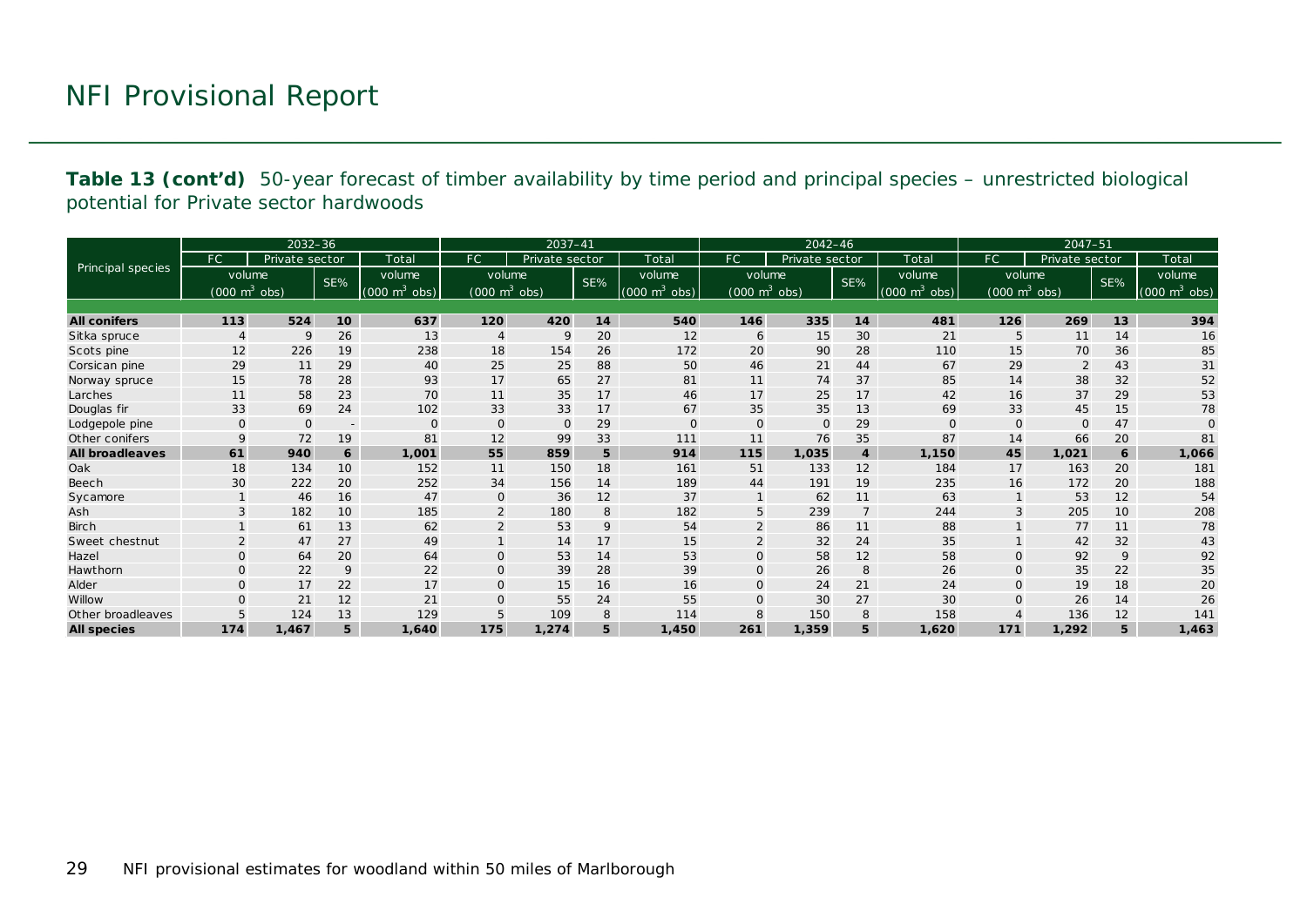# NFI Provisional Report

**Table 13 (cont'd)** 50-year forecast of timber availability by time period and principal species – unrestricted biological potential for Private sector hardwoods

| Principal species | 2032–36 | | | | 2037–41 | | | | 2042–46 | | | | 2047–51 | | | |
|---|---|---|---|---|---|---|---|---|---|---|---|---|---|---|---|---|
| | FC | Private sector | | Total | FC | Private sector | | Total | FC | Private sector | | Total | FC | Private sector | | Total |
| | volume ($000\ m^3$ obs) | | SE% | volume ($000\ m^3$ obs) | volume ($000\ m^3$ obs) | | SE% | volume ($000\ m^3$ obs) | volume ($000\ m^3$ obs) | | SE% | volume ($000\ m^3$ obs) | volume ($000\ m^3$ obs) | | SE% | volume ($000\ m^3$ obs) |
| **All conifers** | **113** | **524** | **10** | **637** | **120** | **420** | **14** | **540** | **146** | **335** | **14** | **481** | **126** | **269** | **13** | **394** |
| Sitka spruce | 4 | 9 | 26 | 13 | 4 | 9 | 20 | 12 | 6 | 15 | 30 | 21 | 5 | 11 | 14 | 16 |
| Scots pine | 12 | 226 | 19 | 238 | 18 | 154 | 26 | 172 | 20 | 90 | 28 | 110 | 15 | 70 | 36 | 85 |
| Corsican pine | 29 | 11 | 29 | 40 | 25 | 25 | 88 | 50 | 46 | 21 | 44 | 67 | 29 | 2 | 43 | 31 |
| Norway spruce | 15 | 78 | 28 | 93 | 17 | 65 | 27 | 81 | 11 | 74 | 37 | 85 | 14 | 38 | 32 | 52 |
| Larches | 11 | 58 | 23 | 70 | 11 | 35 | 17 | 46 | 17 | 25 | 17 | 42 | 16 | 37 | 29 | 53 |
| Douglas fir | 33 | 69 | 24 | 102 | 33 | 33 | 17 | 67 | 35 | 35 | 13 | 69 | 33 | 45 | 15 | 78 |
| Lodgepole pine | 0 | 0 | - | 0 | 0 | 0 | 29 | 0 | 0 | 0 | 29 | 0 | 0 | 0 | 47 | 0 |
| Other conifers | 9 | 72 | 19 | 81 | 12 | 99 | 33 | 111 | 11 | 76 | 35 | 87 | 14 | 66 | 20 | 81 |
| **All broadleaves** | **61** | **940** | **6** | **1,001** | **55** | **859** | **5** | **914** | **115** | **1,035** | **4** | **1,150** | **45** | **1,021** | **6** | **1,066** |
| Oak | 18 | 134 | 10 | 152 | 11 | 150 | 18 | 161 | 51 | 133 | 12 | 184 | 17 | 163 | 20 | 181 |
| Beech | 30 | 222 | 20 | 252 | 34 | 156 | 14 | 189 | 44 | 191 | 19 | 235 | 16 | 172 | 20 | 188 |
| Sycamore | 1 | 46 | 16 | 47 | 0 | 36 | 12 | 37 | 1 | 62 | 11 | 63 | 1 | 53 | 12 | 54 |
| Ash | 3 | 182 | 10 | 185 | 2 | 180 | 8 | 182 | 5 | 239 | 7 | 244 | 3 | 205 | 10 | 208 |
| Birch | 1 | 61 | 13 | 62 | 2 | 53 | 9 | 54 | 2 | 86 | 11 | 88 | 1 | 77 | 11 | 78 |
| Sweet chestnut | 2 | 47 | 27 | 49 | 1 | 14 | 17 | 15 | 2 | 32 | 24 | 35 | 1 | 42 | 32 | 43 |
| Hazel | 0 | 64 | 20 | 64 | 0 | 53 | 14 | 53 | 0 | 58 | 12 | 58 | 0 | 92 | 9 | 92 |
| Hawthorn | 0 | 22 | 9 | 22 | 0 | 39 | 28 | 39 | 0 | 26 | 8 | 26 | 0 | 35 | 22 | 35 |
| Alder | 0 | 17 | 22 | 17 | 0 | 15 | 16 | 16 | 0 | 24 | 21 | 24 | 0 | 19 | 18 | 20 |
| Willow | 0 | 21 | 12 | 21 | 0 | 55 | 24 | 55 | 0 | 30 | 27 | 30 | 0 | 26 | 14 | 26 |
| Other broadleaves | 5 | 124 | 13 | 129 | 5 | 109 | 8 | 114 | 8 | 150 | 8 | 158 | 4 | 136 | 12 | 141 |
| **All species** | **174** | **1,467** | **5** | **1,640** | **175** | **1,274** | **5** | **1,450** | **261** | **1,359** | **5** | **1,620** | **171** | **1,292** | **5** | **1,463** |

NFI provisional estimates for woodland within 50 miles of Marlborough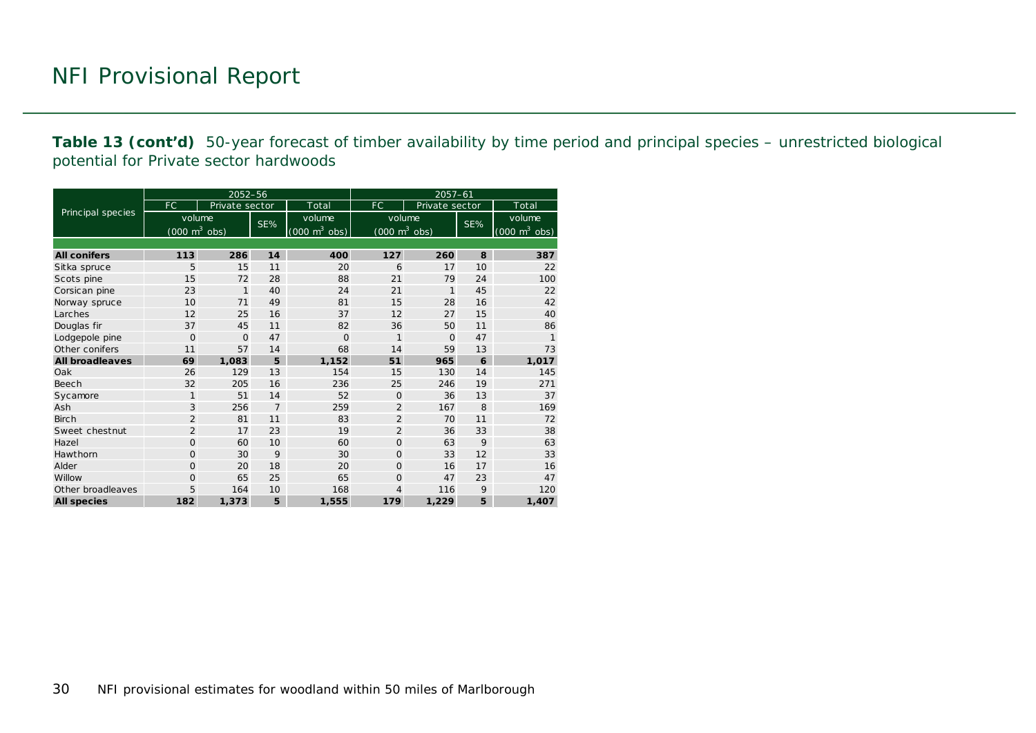# NFI Provisional Report

**Table 13 (cont'd)** 50-year forecast of timber availability by time period and principal species – unrestricted biological potential for Private sector hardwoods

| Principal species | 2052–56 | | | | 2057–61 | | | |
|---|---|---|---|---|---|---|---|---|
| | FC | Private sector | | Total | FC | Private sector | | Total |
| | volume (000 $m^3$ obs) | | SE% | volume (000 $m^3$ obs) | volume (000 $m^3$ obs) | | SE% | volume (000 $m^3$ obs) |
| **All conifers** | **113** | **286** | **14** | **400** | **127** | **260** | **8** | **387** |
| Sitka spruce | 5 | 15 | 11 | 20 | 6 | 17 | 10 | 22 |
| Scots pine | 15 | 72 | 28 | 88 | 21 | 79 | 24 | 100 |
| Corsican pine | 23 | 1 | 40 | 24 | 21 | 1 | 45 | 22 |
| Norway spruce | 10 | 71 | 49 | 81 | 15 | 28 | 16 | 42 |
| Larches | 12 | 25 | 16 | 37 | 12 | 27 | 15 | 40 |
| Douglas fir | 37 | 45 | 11 | 82 | 36 | 50 | 11 | 86 |
| Lodgepole pine | 0 | 0 | 47 | 0 | 1 | 0 | 47 | 1 |
| Other conifers | 11 | 57 | 14 | 68 | 14 | 59 | 13 | 73 |
| **All broadleaves** | **69** | **1,083** | **5** | **1,152** | **51** | **965** | **6** | **1,017** |
| Oak | 26 | 129 | 13 | 154 | 15 | 130 | 14 | 145 |
| Beech | 32 | 205 | 16 | 236 | 25 | 246 | 19 | 271 |
| Sycamore | 1 | 51 | 14 | 52 | 0 | 36 | 13 | 37 |
| Ash | 3 | 256 | 7 | 259 | 2 | 167 | 8 | 169 |
| Birch | 2 | 81 | 11 | 83 | 2 | 70 | 11 | 72 |
| Sweet chestnut | 2 | 17 | 23 | 19 | 2 | 36 | 33 | 38 |
| Hazel | 0 | 60 | 10 | 60 | 0 | 63 | 9 | 63 |
| Hawthorn | 0 | 30 | 9 | 30 | 0 | 33 | 12 | 33 |
| Alder | 0 | 20 | 18 | 20 | 0 | 16 | 17 | 16 |
| Willow | 0 | 65 | 25 | 65 | 0 | 47 | 23 | 47 |
| Other broadleaves | 5 | 164 | 10 | 168 | 4 | 116 | 9 | 120 |
| **All species** | **182** | **1,373** | **5** | **1,555** | **179** | **1,229** | **5** | **1,407** |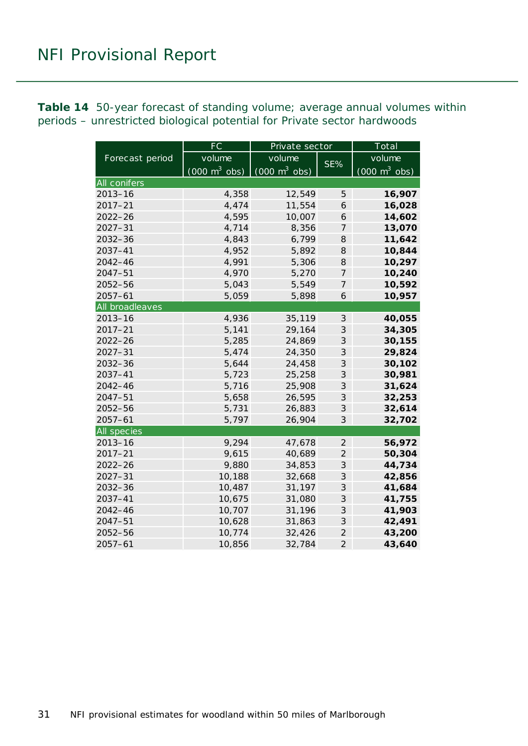**Table 14** 50-year forecast of standing volume; average annual volumes within periods – unrestricted biological potential for Private sector hardwoods

| Forecast period | FC | Private sector | | Total |
|---|---|---|---|---|
| | volume (000 $m^3$ obs) | volume (000 $m^3$ obs) | SE% | volume (000 $m^3$ obs) |
| **All conifers** | | | | |
| 2013–16 | 4,358 | 12,549 | 5 | **16,907** |
| 2017–21 | 4,474 | 11,554 | 6 | **16,028** |
| 2022–26 | 4,595 | 10,007 | 6 | **14,602** |
| 2027–31 | 4,714 | 8,356 | 7 | **13,070** |
| 2032–36 | 4,843 | 6,799 | 8 | **11,642** |
| 2037–41 | 4,952 | 5,892 | 8 | **10,844** |
| 2042–46 | 4,991 | 5,306 | 8 | **10,297** |
| 2047–51 | 4,970 | 5,270 | 7 | **10,240** |
| 2052–56 | 5,043 | 5,549 | 7 | **10,592** |
| 2057–61 | 5,059 | 5,898 | 6 | **10,957** |
| **All broadleaves** | | | | |
| 2013–16 | 4,936 | 35,119 | 3 | **40,055** |
| 2017–21 | 5,141 | 29,164 | 3 | **34,305** |
| 2022–26 | 5,285 | 24,869 | 3 | **30,155** |
| 2027–31 | 5,474 | 24,350 | 3 | **29,824** |
| 2032–36 | 5,644 | 24,458 | 3 | **30,102** |
| 2037–41 | 5,723 | 25,258 | 3 | **30,981** |
| 2042–46 | 5,716 | 25,908 | 3 | **31,624** |
| 2047–51 | 5,658 | 26,595 | 3 | **32,253** |
| 2052–56 | 5,731 | 26,883 | 3 | **32,614** |
| 2057–61 | 5,797 | 26,904 | 3 | **32,702** |
| **All species** | | | | |
| 2013–16 | 9,294 | 47,678 | 2 | **56,972** |
| 2017–21 | 9,615 | 40,689 | 2 | **50,304** |
| 2022–26 | 9,880 | 34,853 | 3 | **44,734** |
| 2027–31 | 10,188 | 32,668 | 3 | **42,856** |
| 2032–36 | 10,487 | 31,197 | 3 | **41,684** |
| 2037–41 | 10,675 | 31,080 | 3 | **41,755** |
| 2042–46 | 10,707 | 31,196 | 3 | **41,903** |
| 2047–51 | 10,628 | 31,863 | 3 | **42,491** |
| 2052–56 | 10,774 | 32,426 | 2 | **43,200** |
| 2057–61 | 10,856 | 32,784 | 2 | **43,640** |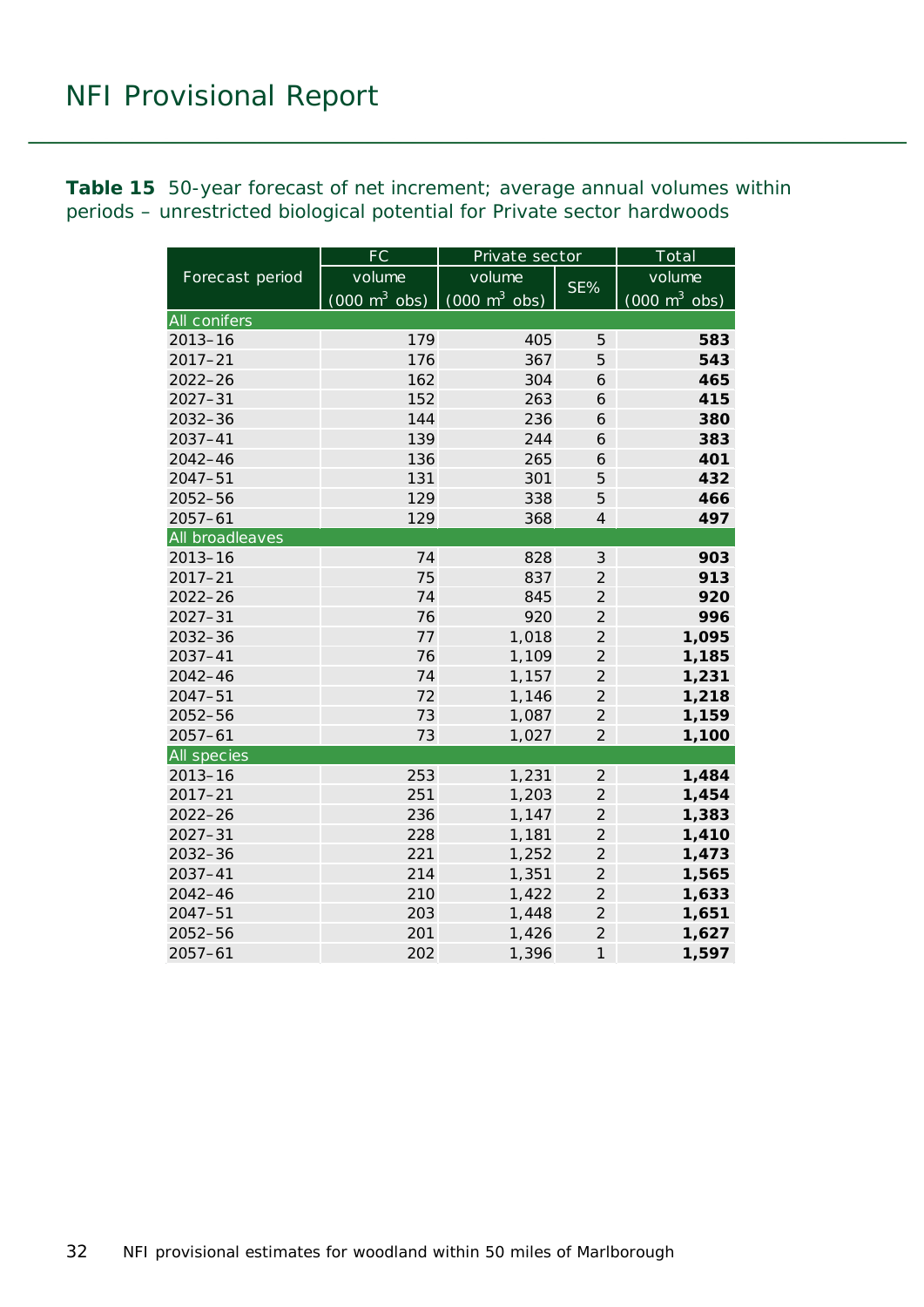**Table 15** 50-year forecast of net increment; average annual volumes within periods – unrestricted biological potential for Private sector hardwoods

| Forecast period | FC | Private sector | | Total |
|---|---|---|---|---|
| | volume (000 $m^3$ obs) | volume (000 $m^3$ obs) | SE% | volume (000 $m^3$ obs) |
| All conifers | | | | |
| 2013–16 | 179 | 405 | 5 | **583** |
| 2017–21 | 176 | 367 | 5 | **543** |
| 2022–26 | 162 | 304 | 6 | **465** |
| 2027–31 | 152 | 263 | 6 | **415** |
| 2032–36 | 144 | 236 | 6 | **380** |
| 2037–41 | 139 | 244 | 6 | **383** |
| 2042–46 | 136 | 265 | 6 | **401** |
| 2047–51 | 131 | 301 | 5 | **432** |
| 2052–56 | 129 | 338 | 5 | **466** |
| 2057–61 | 129 | 368 | 4 | **497** |
| All broadleaves | | | | |
| 2013–16 | 74 | 828 | 3 | **903** |
| 2017–21 | 75 | 837 | 2 | **913** |
| 2022–26 | 74 | 845 | 2 | **920** |
| 2027–31 | 76 | 920 | 2 | **996** |
| 2032–36 | 77 | 1,018 | 2 | **1,095** |
| 2037–41 | 76 | 1,109 | 2 | **1,185** |
| 2042–46 | 74 | 1,157 | 2 | **1,231** |
| 2047–51 | 72 | 1,146 | 2 | **1,218** |
| 2052–56 | 73 | 1,087 | 2 | **1,159** |
| 2057–61 | 73 | 1,027 | 2 | **1,100** |
| All species | | | | |
| 2013–16 | 253 | 1,231 | 2 | **1,484** |
| 2017–21 | 251 | 1,203 | 2 | **1,454** |
| 2022–26 | 236 | 1,147 | 2 | **1,383** |
| 2027–31 | 228 | 1,181 | 2 | **1,410** |
| 2032–36 | 221 | 1,252 | 2 | **1,473** |
| 2037–41 | 214 | 1,351 | 2 | **1,565** |
| 2042–46 | 210 | 1,422 | 2 | **1,633** |
| 2047–51 | 203 | 1,448 | 2 | **1,651** |
| 2052–56 | 201 | 1,426 | 2 | **1,627** |
| 2057–61 | 202 | 1,396 | 1 | **1,597** |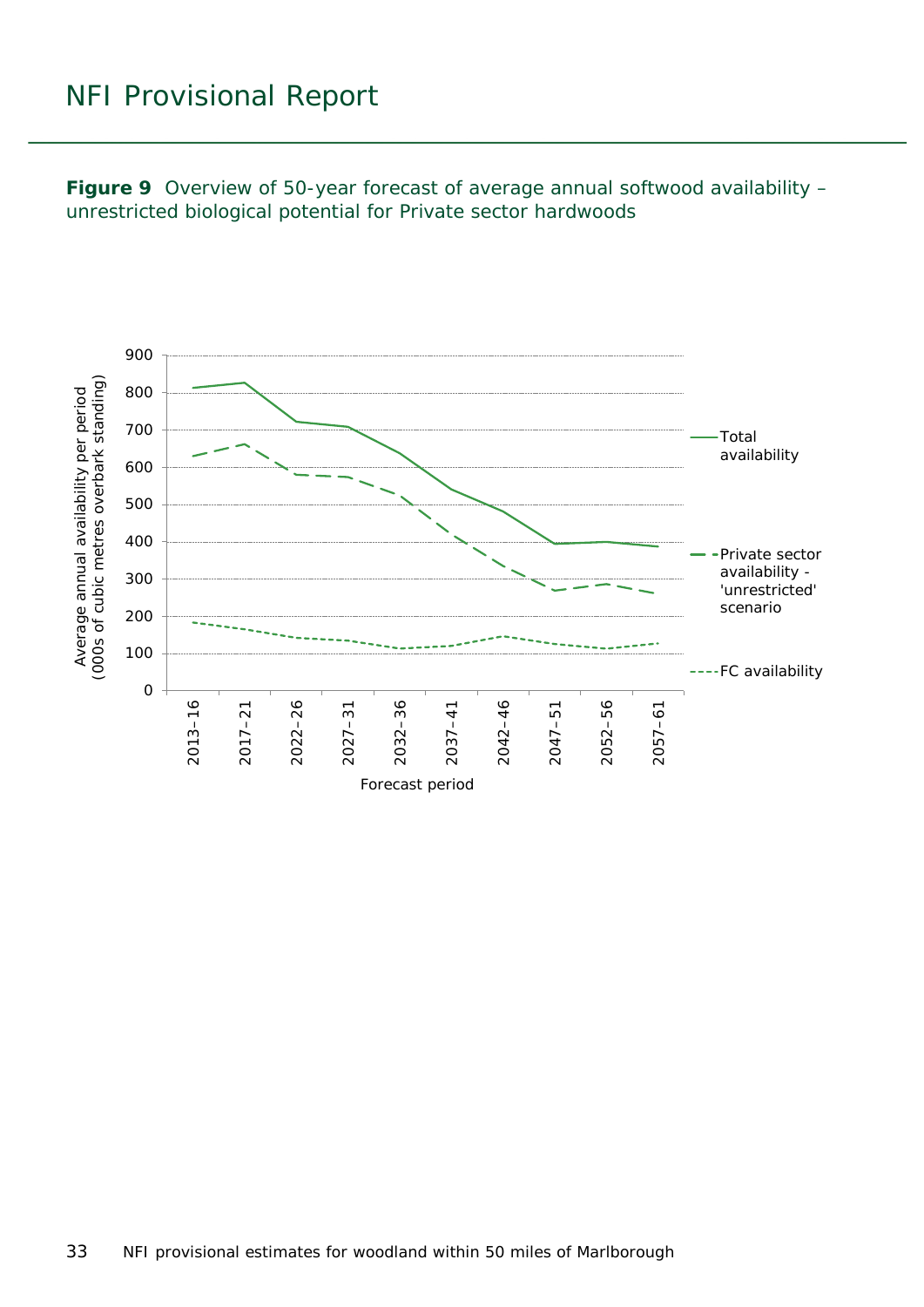**Figure 9** Overview of 50-year forecast of average annual softwood availability – unrestricted biological potential for Private sector hardwoods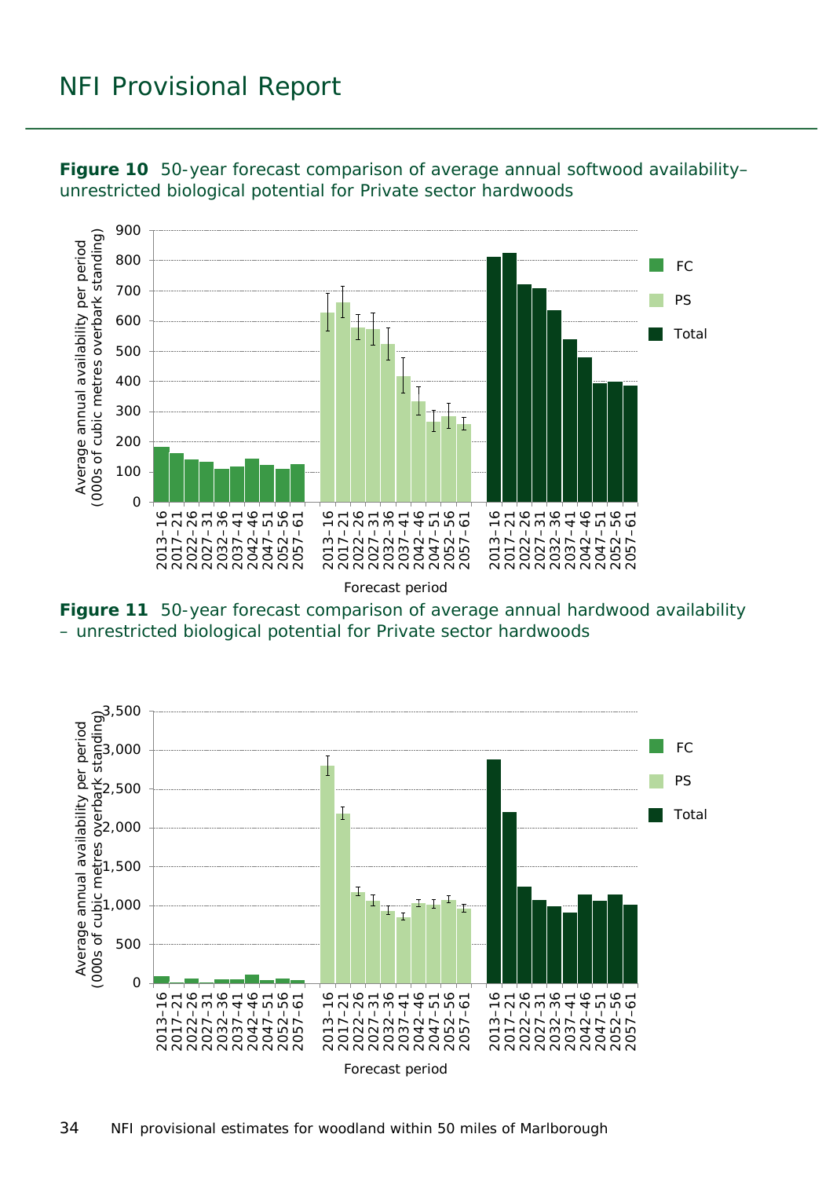**Figure 10** 50-year forecast comparison of average annual softwood availability– unrestricted biological potential for Private sector hardwoods

**Figure 11** 50-year forecast comparison of average annual hardwood availability – unrestricted biological potential for Private sector hardwoods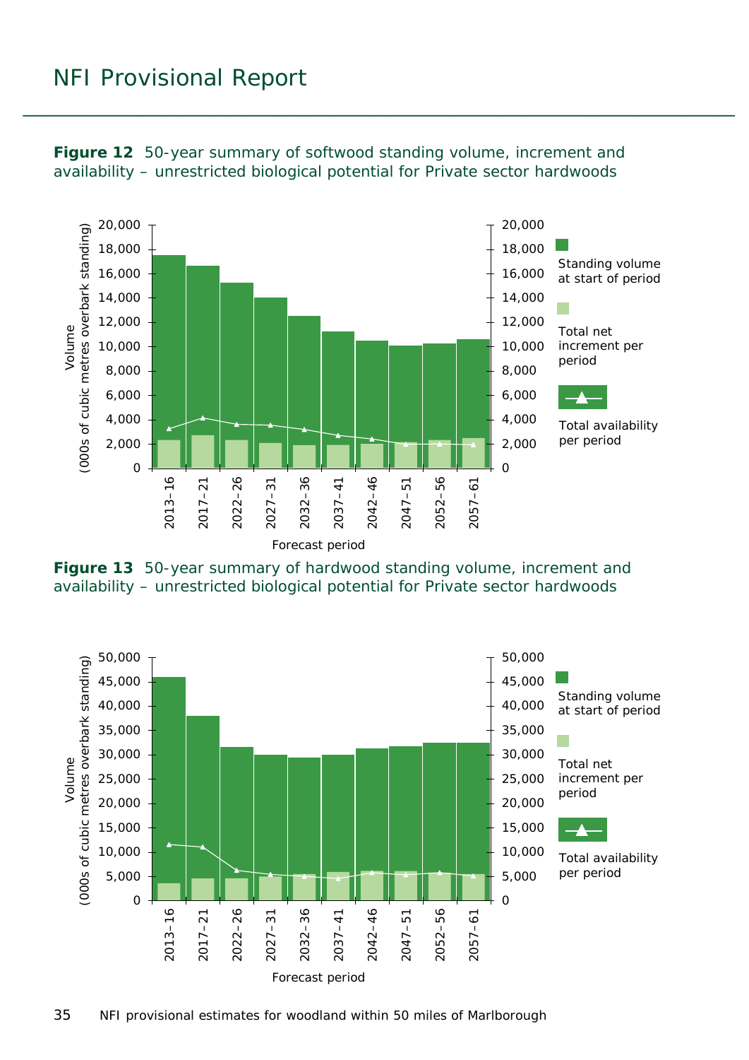**Figure 12** 50-year summary of softwood standing volume, increment and availability – unrestricted biological potential for Private sector hardwoods

**Figure 13** 50-year summary of hardwood standing volume, increment and availability – unrestricted biological potential for Private sector hardwoods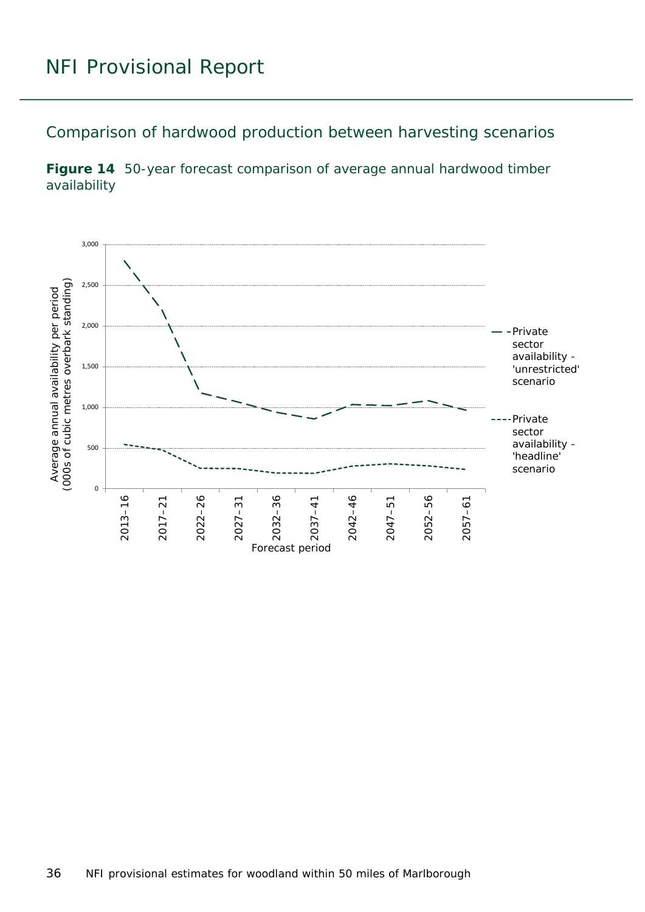## Comparison of hardwood production between harvesting scenarios

**Figure 14** 50-year forecast comparison of average annual hardwood timber availability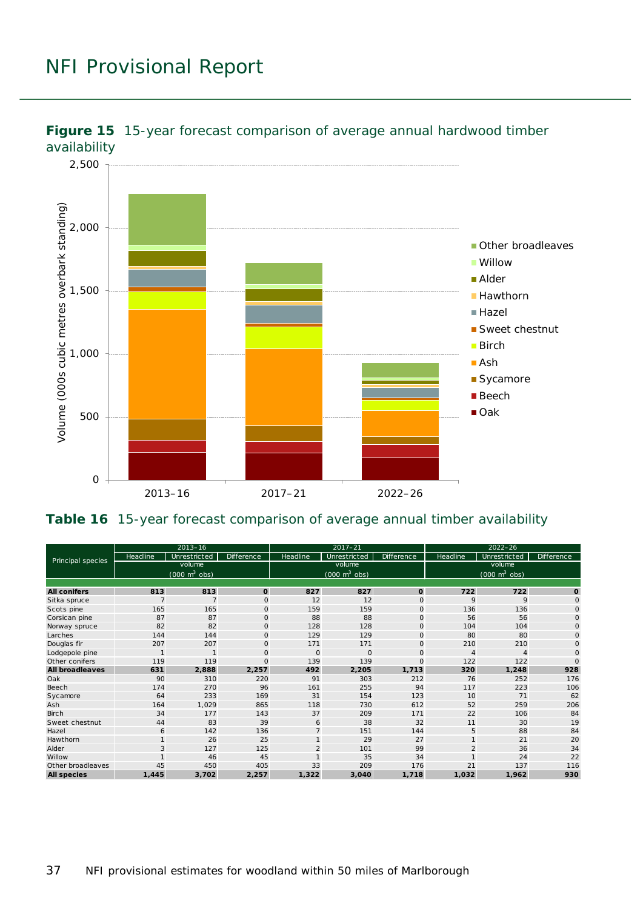**Figure 15** 15-year forecast comparison of average annual hardwood timber availability

**Table 16** 15-year forecast comparison of average annual timber availability

| Principal species | 2013–16 | | | 2017–21 | | | 2022–26 | | |
|---|---|---|---|---|---|---|---|---|---|
| | Headline | Unrestricted | Difference | Headline | Unrestricted | Difference | Headline | Unrestricted | Difference |
| | volume (000 m³ obs) | | | volume (000 m³ obs) | | | volume (000 m³ obs) | | |
| **All conifers** | **813** | **813** | **0** | **827** | **827** | **0** | **722** | **722** | **0** |
| Sitka spruce | 7 | 7 | 0 | 12 | 12 | 0 | 9 | 9 | 0 |
| Scots pine | 165 | 165 | 0 | 159 | 159 | 0 | 136 | 136 | 0 |
| Corsican pine | 87 | 87 | 0 | 88 | 88 | 0 | 56 | 56 | 0 |
| Norway spruce | 82 | 82 | 0 | 128 | 128 | 0 | 104 | 104 | 0 |
| Larches | 144 | 144 | 0 | 129 | 129 | 0 | 80 | 80 | 0 |
| Douglas fir | 207 | 207 | 0 | 171 | 171 | 0 | 210 | 210 | 0 |
| Lodgepole pine | 1 | 1 | 0 | 0 | 0 | 0 | 4 | 4 | 0 |
| Other conifers | 119 | 119 | 0 | 139 | 139 | 0 | 122 | 122 | 0 |
| **All broadleaves** | **631** | **2,888** | **2,257** | **492** | **2,205** | **1,713** | **320** | **1,248** | **928** |
| Oak | 90 | 310 | 220 | 91 | 303 | 212 | 76 | 252 | 176 |
| Beech | 174 | 270 | 96 | 161 | 255 | 94 | 117 | 223 | 106 |
| Sycamore | 64 | 233 | 169 | 31 | 154 | 123 | 10 | 71 | 62 |
| Ash | 164 | 1,029 | 865 | 118 | 730 | 612 | 52 | 259 | 206 |
| Birch | 34 | 177 | 143 | 37 | 209 | 171 | 22 | 106 | 84 |
| Sweet chestnut | 44 | 83 | 39 | 6 | 38 | 32 | 11 | 30 | 19 |
| Hazel | 6 | 142 | 136 | 7 | 151 | 144 | 5 | 88 | 84 |
| Hawthorn | 1 | 26 | 25 | 1 | 29 | 27 | 1 | 21 | 20 |
| Alder | 3 | 127 | 125 | 2 | 101 | 99 | 2 | 36 | 34 |
| Willow | 1 | 46 | 45 | 1 | 35 | 34 | 1 | 24 | 22 |
| Other broadleaves | 45 | 450 | 405 | 33 | 209 | 176 | 21 | 137 | 116 |
| **All species** | **1,445** | **3,702** | **2,257** | **1,322** | **3,040** | **1,718** | **1,032** | **1,962** | **930** |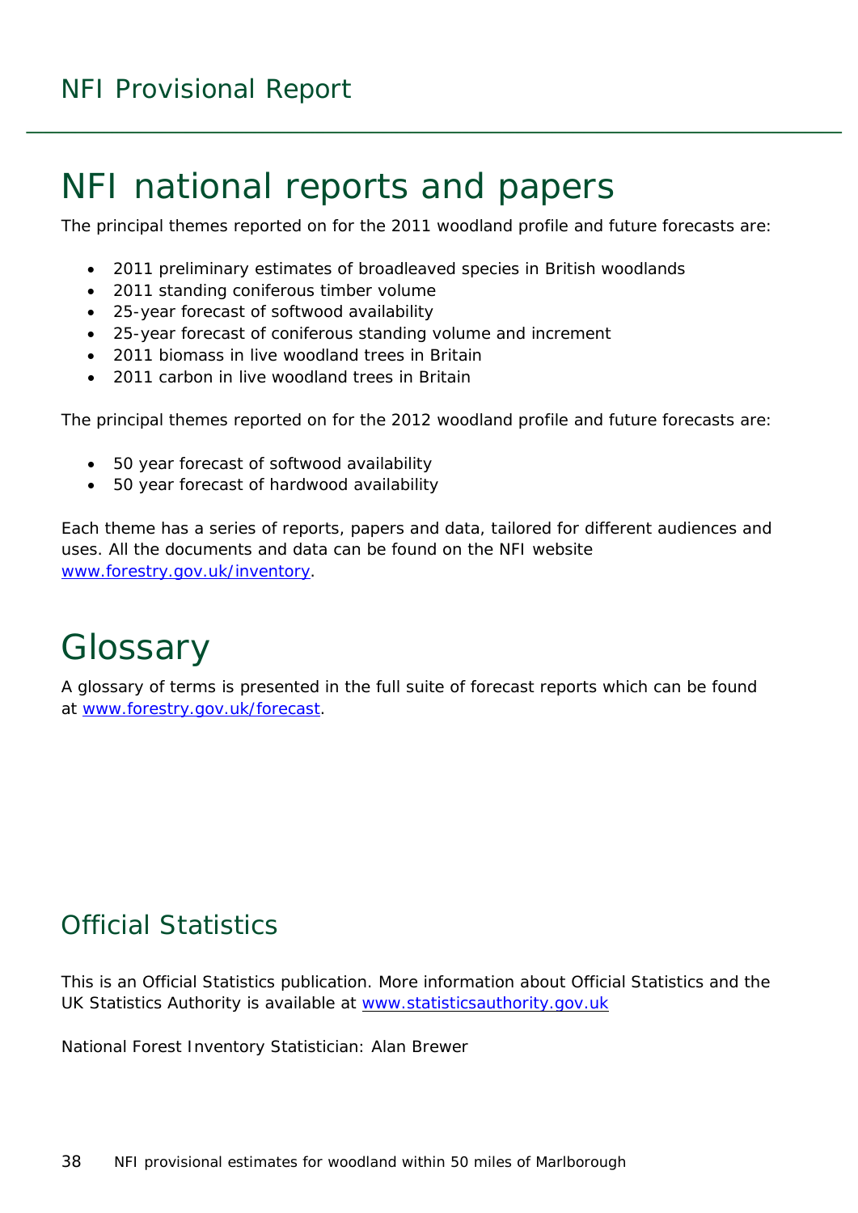# NFI national reports and papers

The principal themes reported on for the 2011 woodland profile and future forecasts are:

- 2011 preliminary estimates of broadleaved species in British woodlands
- 2011 standing coniferous timber volume
- 25-year forecast of softwood availability
- 25-year forecast of coniferous standing volume and increment
- 2011 biomass in live woodland trees in Britain
- 2011 carbon in live woodland trees in Britain

The principal themes reported on for the 2012 woodland profile and future forecasts are:

- 50 year forecast of softwood availability
- 50 year forecast of hardwood availability

Each theme has a series of reports, papers and data, tailored for different audiences and uses. All the documents and data can be found on the NFI website www.forestry.gov.uk/inventory.

# Glossary

A glossary of terms is presented in the full suite of forecast reports which can be found at www.forestry.gov.uk/forecast.

## Official Statistics

This is an Official Statistics publication. More information about Official Statistics and the UK Statistics Authority is available at www.statisticsauthority.gov.uk

National Forest Inventory Statistician: Alan Brewer